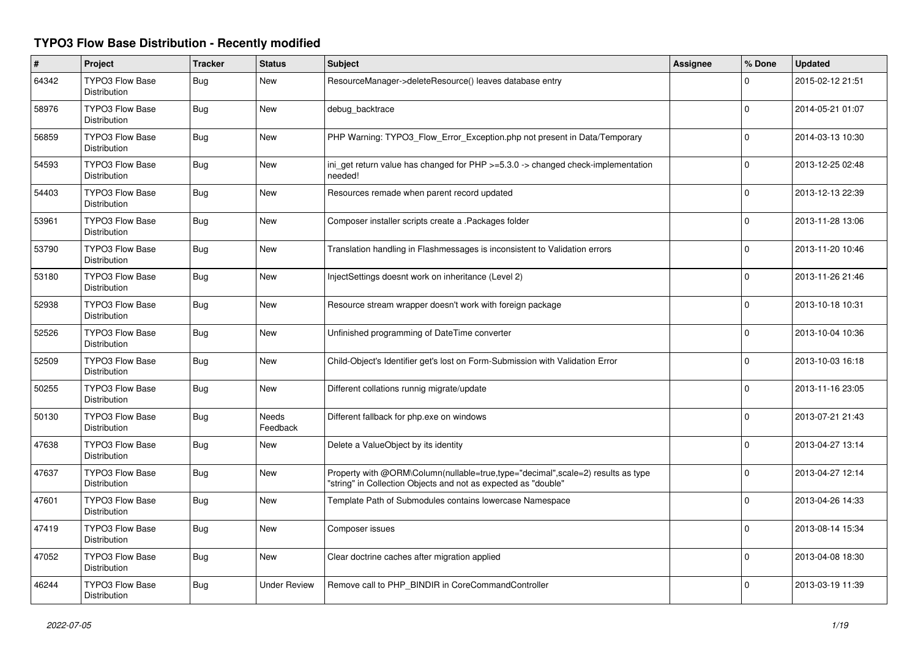# TYPO3 Flow Base Distribution - Recently modified

| # | Project | Tracker | Status | Subject | Assignee | % Done | Updated |
|---|---|---|---|---|---|---|---|
| 64342 | TYPO3 Flow Base Distribution | Bug | New | ResourceManager->deleteResource() leaves database entry | | 0 | 2015-02-12 21:51 |
| 58976 | TYPO3 Flow Base Distribution | Bug | New | debug_backtrace | | 0 | 2014-05-21 01:07 |
| 56859 | TYPO3 Flow Base Distribution | Bug | New | PHP Warning: TYPO3_Flow_Error_Exception.php not present in Data/Temporary | | 0 | 2014-03-13 10:30 |
| 54593 | TYPO3 Flow Base Distribution | Bug | New | ini_get return value has changed for PHP >=5.3.0 -> changed check-implementation needed! | | 0 | 2013-12-25 02:48 |
| 54403 | TYPO3 Flow Base Distribution | Bug | New | Resources remade when parent record updated | | 0 | 2013-12-13 22:39 |
| 53961 | TYPO3 Flow Base Distribution | Bug | New | Composer installer scripts create a .Packages folder | | 0 | 2013-11-28 13:06 |
| 53790 | TYPO3 Flow Base Distribution | Bug | New | Translation handling in Flashmessages is inconsistent to Validation errors | | 0 | 2013-11-20 10:46 |
| 53180 | TYPO3 Flow Base Distribution | Bug | New | InjectSettings doesnt work on inheritance (Level 2) | | 0 | 2013-11-26 21:46 |
| 52938 | TYPO3 Flow Base Distribution | Bug | New | Resource stream wrapper doesn't work with foreign package | | 0 | 2013-10-18 10:31 |
| 52526 | TYPO3 Flow Base Distribution | Bug | New | Unfinished programming of DateTime converter | | 0 | 2013-10-04 10:36 |
| 52509 | TYPO3 Flow Base Distribution | Bug | New | Child-Object's Identifier get's lost on Form-Submission with Validation Error | | 0 | 2013-10-03 16:18 |
| 50255 | TYPO3 Flow Base Distribution | Bug | New | Different collations runnig migrate/update | | 0 | 2013-11-16 23:05 |
| 50130 | TYPO3 Flow Base Distribution | Bug | Needs Feedback | Different fallback for php.exe on windows | | 0 | 2013-07-21 21:43 |
| 47638 | TYPO3 Flow Base Distribution | Bug | New | Delete a ValueObject by its identity | | 0 | 2013-04-27 13:14 |
| 47637 | TYPO3 Flow Base Distribution | Bug | New | Property with @ORM\Column(nullable=true,type="decimal",scale=2) results as type "string" in Collection Objects and not as expected as "double" | | 0 | 2013-04-27 12:14 |
| 47601 | TYPO3 Flow Base Distribution | Bug | New | Template Path of Submodules contains lowercase Namespace | | 0 | 2013-04-26 14:33 |
| 47419 | TYPO3 Flow Base Distribution | Bug | New | Composer issues | | 0 | 2013-08-14 15:34 |
| 47052 | TYPO3 Flow Base Distribution | Bug | New | Clear doctrine caches after migration applied | | 0 | 2013-04-08 18:30 |
| 46244 | TYPO3 Flow Base Distribution | Bug | Under Review | Remove call to PHP_BINDIR in CoreCommandController | | 0 | 2013-03-19 11:39 |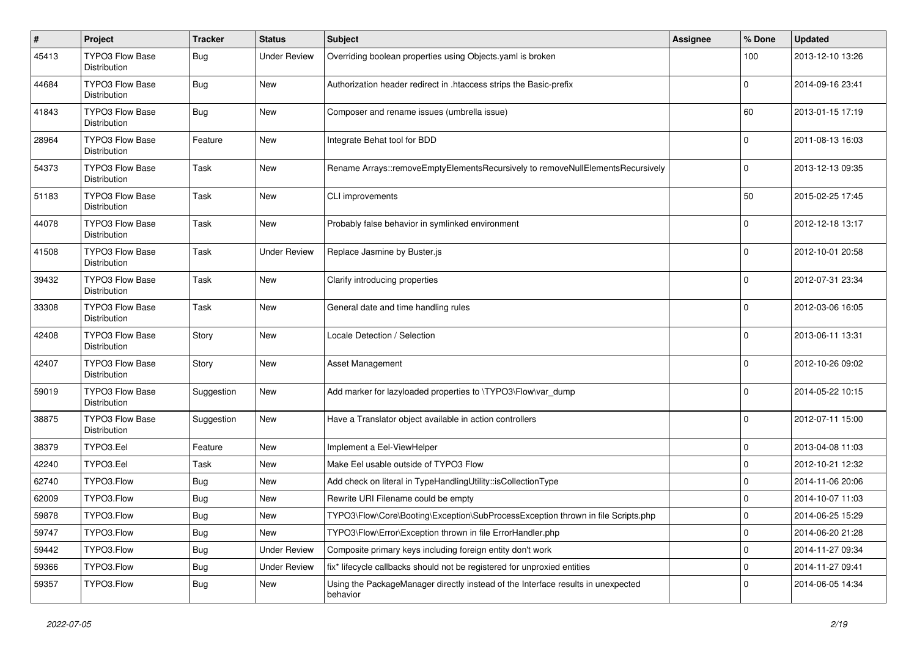| # | Project | Tracker | Status | Subject | Assignee | % Done | Updated |
|---|---|---|---|---|---|---|---|
| 45413 | TYPO3 Flow Base Distribution | Bug | Under Review | Overriding boolean properties using Objects.yaml is broken | | 100 | 2013-12-10 13:26 |
| 44684 | TYPO3 Flow Base Distribution | Bug | New | Authorization header redirect in .htaccess strips the Basic-prefix | | 0 | 2014-09-16 23:41 |
| 41843 | TYPO3 Flow Base Distribution | Bug | New | Composer and rename issues (umbrella issue) | | 60 | 2013-01-15 17:19 |
| 28964 | TYPO3 Flow Base Distribution | Feature | New | Integrate Behat tool for BDD | | 0 | 2011-08-13 16:03 |
| 54373 | TYPO3 Flow Base Distribution | Task | New | Rename Arrays::removeEmptyElementsRecursively to removeNullElementsRecursively | | 0 | 2013-12-13 09:35 |
| 51183 | TYPO3 Flow Base Distribution | Task | New | CLI improvements | | 50 | 2015-02-25 17:45 |
| 44078 | TYPO3 Flow Base Distribution | Task | New | Probably false behavior in symlinked environment | | 0 | 2012-12-18 13:17 |
| 41508 | TYPO3 Flow Base Distribution | Task | Under Review | Replace Jasmine by Buster.js | | 0 | 2012-10-01 20:58 |
| 39432 | TYPO3 Flow Base Distribution | Task | New | Clarify introducing properties | | 0 | 2012-07-31 23:34 |
| 33308 | TYPO3 Flow Base Distribution | Task | New | General date and time handling rules | | 0 | 2012-03-06 16:05 |
| 42408 | TYPO3 Flow Base Distribution | Story | New | Locale Detection / Selection | | 0 | 2013-06-11 13:31 |
| 42407 | TYPO3 Flow Base Distribution | Story | New | Asset Management | | 0 | 2012-10-26 09:02 |
| 59019 | TYPO3 Flow Base Distribution | Suggestion | New | Add marker for lazyloaded properties to \TYPO3\Flow\var_dump | | 0 | 2014-05-22 10:15 |
| 38875 | TYPO3 Flow Base Distribution | Suggestion | New | Have a Translator object available in action controllers | | 0 | 2012-07-11 15:00 |
| 38379 | TYPO3.Eel | Feature | New | Implement a Eel-ViewHelper | | 0 | 2013-04-08 11:03 |
| 42240 | TYPO3.Eel | Task | New | Make Eel usable outside of TYPO3 Flow | | 0 | 2012-10-21 12:32 |
| 62740 | TYPO3.Flow | Bug | New | Add check on literal in TypeHandlingUtility::isCollectionType | | 0 | 2014-11-06 20:06 |
| 62009 | TYPO3.Flow | Bug | New | Rewrite URI Filename could be empty | | 0 | 2014-10-07 11:03 |
| 59878 | TYPO3.Flow | Bug | New | TYPO3\Flow\Core\Booting\Exception\SubProcessException thrown in file Scripts.php | | 0 | 2014-06-25 15:29 |
| 59747 | TYPO3.Flow | Bug | New | TYPO3\Flow\Error\Exception thrown in file ErrorHandler.php | | 0 | 2014-06-20 21:28 |
| 59442 | TYPO3.Flow | Bug | Under Review | Composite primary keys including foreign entity don't work | | 0 | 2014-11-27 09:34 |
| 59366 | TYPO3.Flow | Bug | Under Review | fix* lifecycle callbacks should not be registered for unproxied entities | | 0 | 2014-11-27 09:41 |
| 59357 | TYPO3.Flow | Bug | New | Using the PackageManager directly instead of the Interface results in unexpected behavior | | 0 | 2014-06-05 14:34 |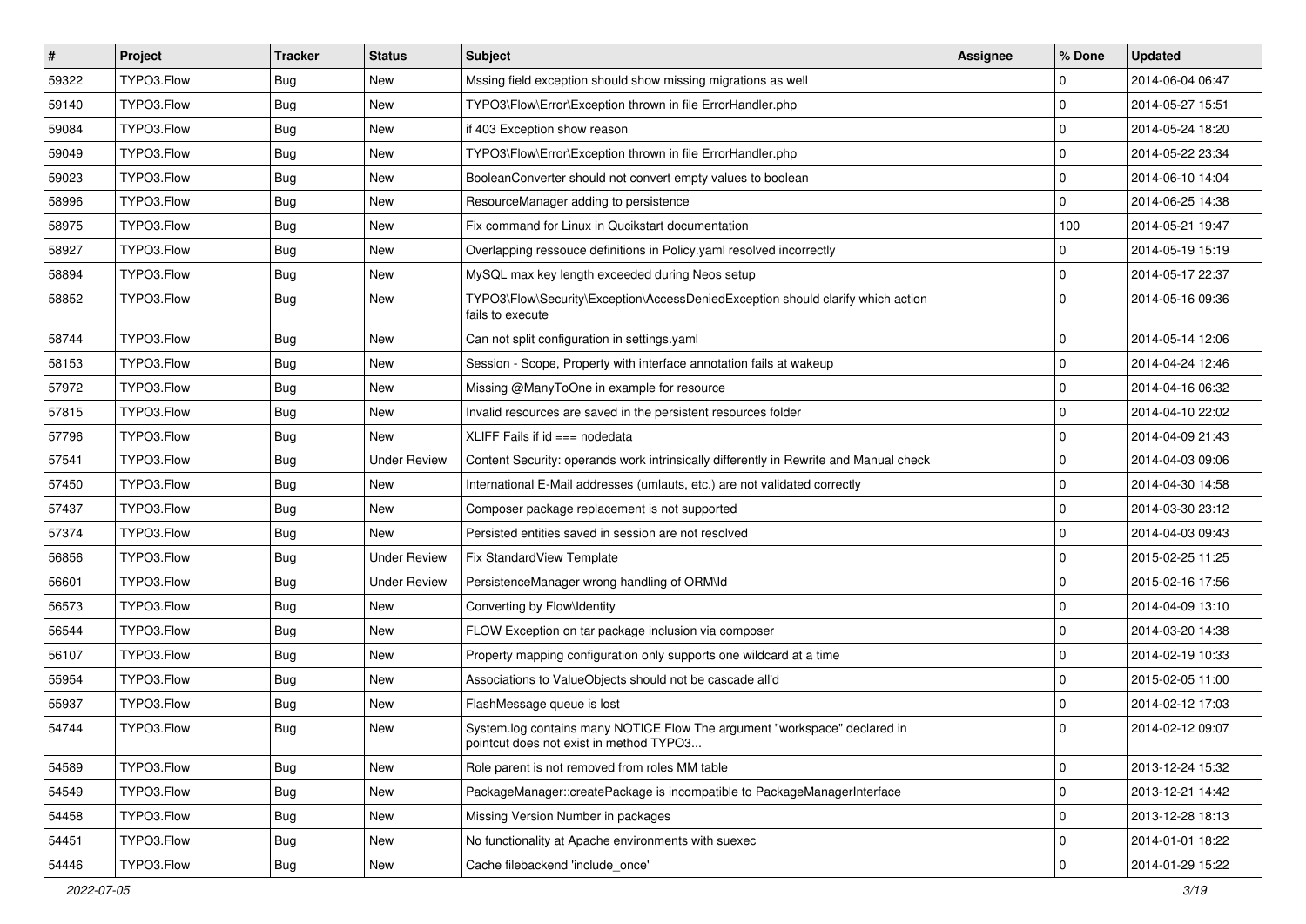| # | Project | Tracker | Status | Subject | Assignee | % Done | Updated |
| --- | --- | --- | --- | --- | --- | --- | --- |
| 59322 | TYPO3.Flow | Bug | New | Mssing field exception should show missing migrations as well | | 0 | 2014-06-04 06:47 |
| 59140 | TYPO3.Flow | Bug | New | TYPO3\Flow\Error\Exception thrown in file ErrorHandler.php | | 0 | 2014-05-27 15:51 |
| 59084 | TYPO3.Flow | Bug | New | if 403 Exception show reason | | 0 | 2014-05-24 18:20 |
| 59049 | TYPO3.Flow | Bug | New | TYPO3\Flow\Error\Exception thrown in file ErrorHandler.php | | 0 | 2014-05-22 23:34 |
| 59023 | TYPO3.Flow | Bug | New | BooleanConverter should not convert empty values to boolean | | 0 | 2014-06-10 14:04 |
| 58996 | TYPO3.Flow | Bug | New | ResourceManager adding to persistence | | 0 | 2014-06-25 14:38 |
| 58975 | TYPO3.Flow | Bug | New | Fix command for Linux in Qucikstart documentation | | 100 | 2014-05-21 19:47 |
| 58927 | TYPO3.Flow | Bug | New | Overlapping ressouce definitions in Policy.yaml resolved incorrectly | | 0 | 2014-05-19 15:19 |
| 58894 | TYPO3.Flow | Bug | New | MySQL max key length exceeded during Neos setup | | 0 | 2014-05-17 22:37 |
| 58852 | TYPO3.Flow | Bug | New | TYPO3\Flow\Security\Exception\AccessDeniedException should clarify which action fails to execute | | 0 | 2014-05-16 09:36 |
| 58744 | TYPO3.Flow | Bug | New | Can not split configuration in settings.yaml | | 0 | 2014-05-14 12:06 |
| 58153 | TYPO3.Flow | Bug | New | Session - Scope, Property with interface annotation fails at wakeup | | 0 | 2014-04-24 12:46 |
| 57972 | TYPO3.Flow | Bug | New | Missing @ManyToOne in example for resource | | 0 | 2014-04-16 06:32 |
| 57815 | TYPO3.Flow | Bug | New | Invalid resources are saved in the persistent resources folder | | 0 | 2014-04-10 22:02 |
| 57796 | TYPO3.Flow | Bug | New | XLIFF Fails if id === nodedata | | 0 | 2014-04-09 21:43 |
| 57541 | TYPO3.Flow | Bug | Under Review | Content Security: operands work intrinsically differently in Rewrite and Manual check | | 0 | 2014-04-03 09:06 |
| 57450 | TYPO3.Flow | Bug | New | International E-Mail addresses (umlauts, etc.) are not validated correctly | | 0 | 2014-04-30 14:58 |
| 57437 | TYPO3.Flow | Bug | New | Composer package replacement is not supported | | 0 | 2014-03-30 23:12 |
| 57374 | TYPO3.Flow | Bug | New | Persisted entities saved in session are not resolved | | 0 | 2014-04-03 09:43 |
| 56856 | TYPO3.Flow | Bug | Under Review | Fix StandardView Template | | 0 | 2015-02-25 11:25 |
| 56601 | TYPO3.Flow | Bug | Under Review | PersistenceManager wrong handling of ORM\Id | | 0 | 2015-02-16 17:56 |
| 56573 | TYPO3.Flow | Bug | New | Converting by Flow\Identity | | 0 | 2014-04-09 13:10 |
| 56544 | TYPO3.Flow | Bug | New | FLOW Exception on tar package inclusion via composer | | 0 | 2014-03-20 14:38 |
| 56107 | TYPO3.Flow | Bug | New | Property mapping configuration only supports one wildcard at a time | | 0 | 2014-02-19 10:33 |
| 55954 | TYPO3.Flow | Bug | New | Associations to ValueObjects should not be cascade all'd | | 0 | 2015-02-05 11:00 |
| 55937 | TYPO3.Flow | Bug | New | FlashMessage queue is lost | | 0 | 2014-02-12 17:03 |
| 54744 | TYPO3.Flow | Bug | New | System.log contains many NOTICE Flow The argument "workspace" declared in pointcut does not exist in method TYPO3... | | 0 | 2014-02-12 09:07 |
| 54589 | TYPO3.Flow | Bug | New | Role parent is not removed from roles MM table | | 0 | 2013-12-24 15:32 |
| 54549 | TYPO3.Flow | Bug | New | PackageManager::createPackage is incompatible to PackageManagerInterface | | 0 | 2013-12-21 14:42 |
| 54458 | TYPO3.Flow | Bug | New | Missing Version Number in packages | | 0 | 2013-12-28 18:13 |
| 54451 | TYPO3.Flow | Bug | New | No functionality at Apache environments with suexec | | 0 | 2014-01-01 18:22 |
| 54446 | TYPO3.Flow | Bug | New | Cache filebackend 'include_once' | | 0 | 2014-01-29 15:22 |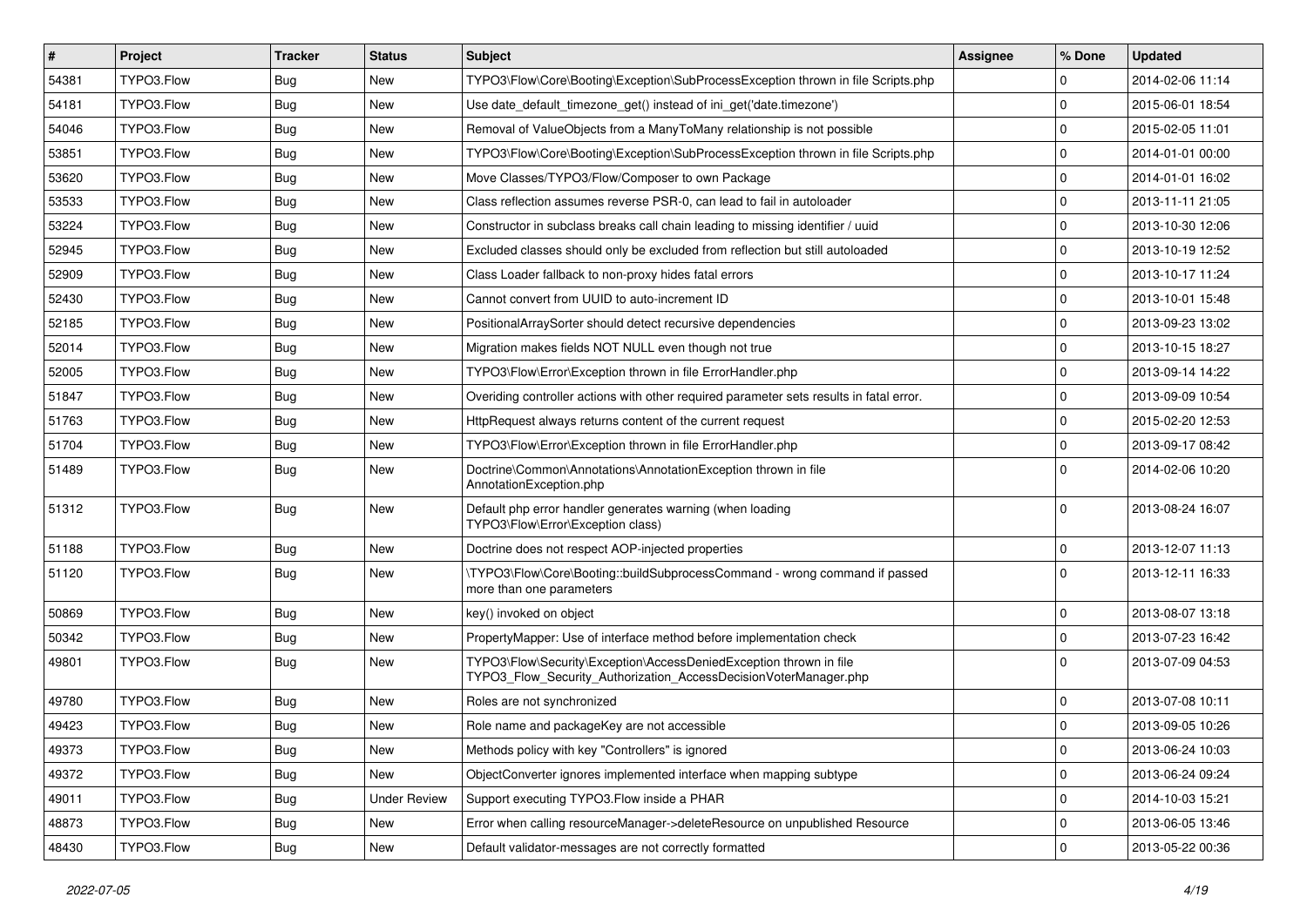| # | Project | Tracker | Status | Subject | Assignee | % Done | Updated |
| --- | --- | --- | --- | --- | --- | --- | --- |
| 54381 | TYPO3.Flow | Bug | New | TYPO3\Flow\Core\Booting\Exception\SubProcessException thrown in file Scripts.php | | 0 | 2014-02-06 11:14 |
| 54181 | TYPO3.Flow | Bug | New | Use date_default_timezone_get() instead of ini_get('date.timezone') | | 0 | 2015-06-01 18:54 |
| 54046 | TYPO3.Flow | Bug | New | Removal of ValueObjects from a ManyToMany relationship is not possible | | 0 | 2015-02-05 11:01 |
| 53851 | TYPO3.Flow | Bug | New | TYPO3\Flow\Core\Booting\Exception\SubProcessException thrown in file Scripts.php | | 0 | 2014-01-01 00:00 |
| 53620 | TYPO3.Flow | Bug | New | Move Classes/TYPO3/Flow/Composer to own Package | | 0 | 2014-01-01 16:02 |
| 53533 | TYPO3.Flow | Bug | New | Class reflection assumes reverse PSR-0, can lead to fail in autoloader | | 0 | 2013-11-11 21:05 |
| 53224 | TYPO3.Flow | Bug | New | Constructor in subclass breaks call chain leading to missing identifier / uuid | | 0 | 2013-10-30 12:06 |
| 52945 | TYPO3.Flow | Bug | New | Excluded classes should only be excluded from reflection but still autoloaded | | 0 | 2013-10-19 12:52 |
| 52909 | TYPO3.Flow | Bug | New | Class Loader fallback to non-proxy hides fatal errors | | 0 | 2013-10-17 11:24 |
| 52430 | TYPO3.Flow | Bug | New | Cannot convert from UUID to auto-increment ID | | 0 | 2013-10-01 15:48 |
| 52185 | TYPO3.Flow | Bug | New | PositionalArraySorter should detect recursive dependencies | | 0 | 2013-09-23 13:02 |
| 52014 | TYPO3.Flow | Bug | New | Migration makes fields NOT NULL even though not true | | 0 | 2013-10-15 18:27 |
| 52005 | TYPO3.Flow | Bug | New | TYPO3\Flow\Error\Exception thrown in file ErrorHandler.php | | 0 | 2013-09-14 14:22 |
| 51847 | TYPO3.Flow | Bug | New | Overiding controller actions with other required parameter sets results in fatal error. | | 0 | 2013-09-09 10:54 |
| 51763 | TYPO3.Flow | Bug | New | HttpRequest always returns content of the current request | | 0 | 2015-02-20 12:53 |
| 51704 | TYPO3.Flow | Bug | New | TYPO3\Flow\Error\Exception thrown in file ErrorHandler.php | | 0 | 2013-09-17 08:42 |
| 51489 | TYPO3.Flow | Bug | New | Doctrine\Common\Annotations\AnnotationException thrown in file AnnotationException.php | | 0 | 2014-02-06 10:20 |
| 51312 | TYPO3.Flow | Bug | New | Default php error handler generates warning (when loading TYPO3\Flow\Error\Exception class) | | 0 | 2013-08-24 16:07 |
| 51188 | TYPO3.Flow | Bug | New | Doctrine does not respect AOP-injected properties | | 0 | 2013-12-07 11:13 |
| 51120 | TYPO3.Flow | Bug | New | \TYPO3\Flow\Core\Booting::buildSubprocessCommand - wrong command if passed more than one parameters | | 0 | 2013-12-11 16:33 |
| 50869 | TYPO3.Flow | Bug | New | key() invoked on object | | 0 | 2013-08-07 13:18 |
| 50342 | TYPO3.Flow | Bug | New | PropertyMapper: Use of interface method before implementation check | | 0 | 2013-07-23 16:42 |
| 49801 | TYPO3.Flow | Bug | New | TYPO3\Flow\Security\Exception\AccessDeniedException thrown in file TYPO3_Flow_Security_Authorization_AccessDecisionVoterManager.php | | 0 | 2013-07-09 04:53 |
| 49780 | TYPO3.Flow | Bug | New | Roles are not synchronized | | 0 | 2013-07-08 10:11 |
| 49423 | TYPO3.Flow | Bug | New | Role name and packageKey are not accessible | | 0 | 2013-09-05 10:26 |
| 49373 | TYPO3.Flow | Bug | New | Methods policy with key "Controllers" is ignored | | 0 | 2013-06-24 10:03 |
| 49372 | TYPO3.Flow | Bug | New | ObjectConverter ignores implemented interface when mapping subtype | | 0 | 2013-06-24 09:24 |
| 49011 | TYPO3.Flow | Bug | Under Review | Support executing TYPO3.Flow inside a PHAR | | 0 | 2014-10-03 15:21 |
| 48873 | TYPO3.Flow | Bug | New | Error when calling resourceManager->deleteResource on unpublished Resource | | 0 | 2013-06-05 13:46 |
| 48430 | TYPO3.Flow | Bug | New | Default validator-messages are not correctly formatted | | 0 | 2013-05-22 00:36 |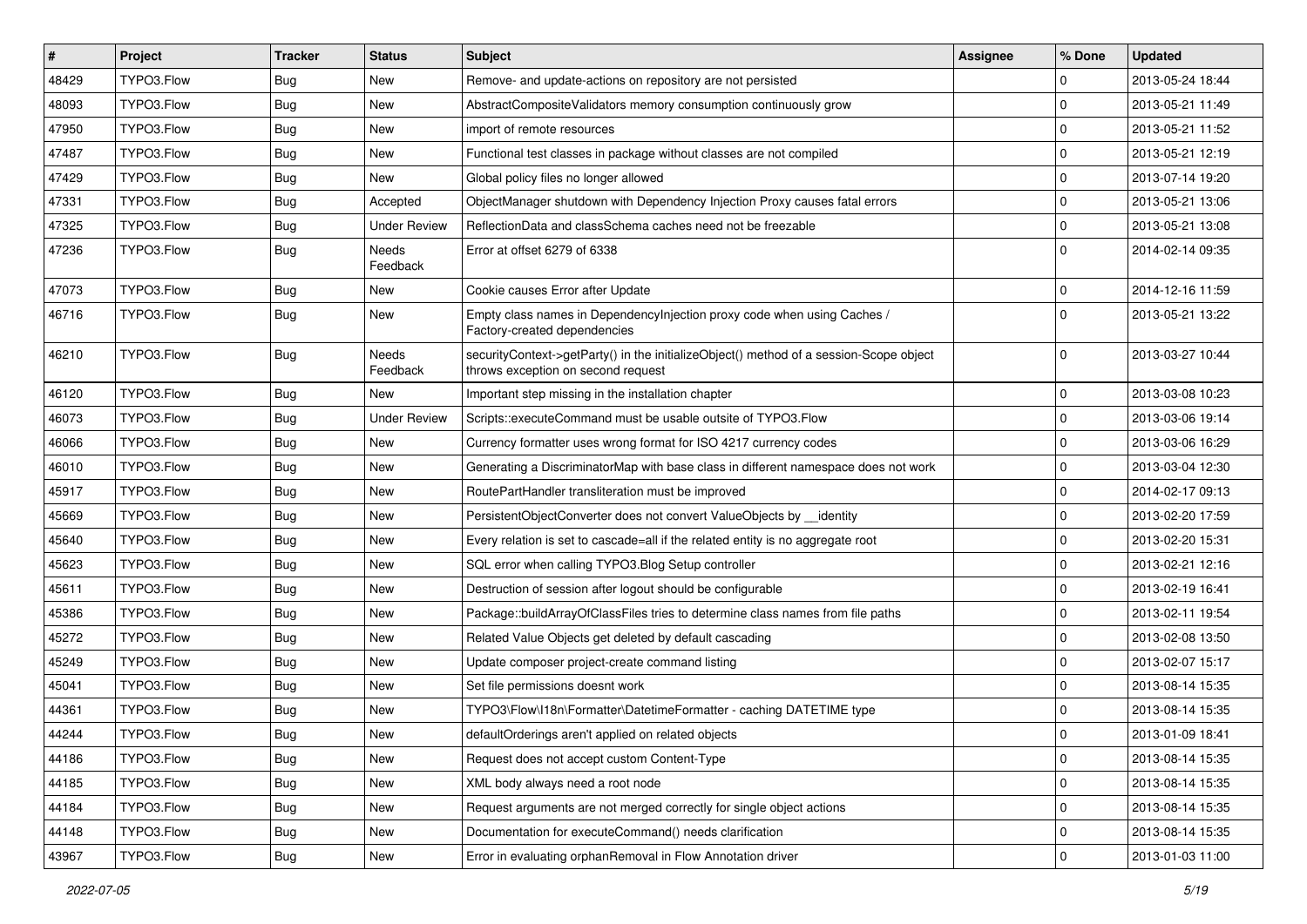| # | Project | Tracker | Status | Subject | Assignee | % Done | Updated |
|---|---|---|---|---|---|---|---|
| 48429 | TYPO3.Flow | Bug | New | Remove- and update-actions on repository are not persisted | | 0 | 2013-05-24 18:44 |
| 48093 | TYPO3.Flow | Bug | New | AbstractCompositeValidators memory consumption continuously grow | | 0 | 2013-05-21 11:49 |
| 47950 | TYPO3.Flow | Bug | New | import of remote resources | | 0 | 2013-05-21 11:52 |
| 47487 | TYPO3.Flow | Bug | New | Functional test classes in package without classes are not compiled | | 0 | 2013-05-21 12:19 |
| 47429 | TYPO3.Flow | Bug | New | Global policy files no longer allowed | | 0 | 2013-07-14 19:20 |
| 47331 | TYPO3.Flow | Bug | Accepted | ObjectManager shutdown with Dependency Injection Proxy causes fatal errors | | 0 | 2013-05-21 13:06 |
| 47325 | TYPO3.Flow | Bug | Under Review | ReflectionData and classSchema caches need not be freezable | | 0 | 2013-05-21 13:08 |
| 47236 | TYPO3.Flow | Bug | Needs Feedback | Error at offset 6279 of 6338 | | 0 | 2014-02-14 09:35 |
| 47073 | TYPO3.Flow | Bug | New | Cookie causes Error after Update | | 0 | 2014-12-16 11:59 |
| 46716 | TYPO3.Flow | Bug | New | Empty class names in DependencyInjection proxy code when using Caches / Factory-created dependencies | | 0 | 2013-05-21 13:22 |
| 46210 | TYPO3.Flow | Bug | Needs Feedback | securityContext->getParty() in the initializeObject() method of a session-Scope object throws exception on second request | | 0 | 2013-03-27 10:44 |
| 46120 | TYPO3.Flow | Bug | New | Important step missing in the installation chapter | | 0 | 2013-03-08 10:23 |
| 46073 | TYPO3.Flow | Bug | Under Review | Scripts::executeCommand must be usable outsite of TYPO3.Flow | | 0 | 2013-03-06 19:14 |
| 46066 | TYPO3.Flow | Bug | New | Currency formatter uses wrong format for ISO 4217 currency codes | | 0 | 2013-03-06 16:29 |
| 46010 | TYPO3.Flow | Bug | New | Generating a DiscriminatorMap with base class in different namespace does not work | | 0 | 2013-03-04 12:30 |
| 45917 | TYPO3.Flow | Bug | New | RoutePartHandler transliteration must be improved | | 0 | 2014-02-17 09:13 |
| 45669 | TYPO3.Flow | Bug | New | PersistentObjectConverter does not convert ValueObjects by __identity | | 0 | 2013-02-20 17:59 |
| 45640 | TYPO3.Flow | Bug | New | Every relation is set to cascade=all if the related entity is no aggregate root | | 0 | 2013-02-20 15:31 |
| 45623 | TYPO3.Flow | Bug | New | SQL error when calling TYPO3.Blog Setup controller | | 0 | 2013-02-21 12:16 |
| 45611 | TYPO3.Flow | Bug | New | Destruction of session after logout should be configurable | | 0 | 2013-02-19 16:41 |
| 45386 | TYPO3.Flow | Bug | New | Package::buildArrayOfClassFiles tries to determine class names from file paths | | 0 | 2013-02-11 19:54 |
| 45272 | TYPO3.Flow | Bug | New | Related Value Objects get deleted by default cascading | | 0 | 2013-02-08 13:50 |
| 45249 | TYPO3.Flow | Bug | New | Update composer project-create command listing | | 0 | 2013-02-07 15:17 |
| 45041 | TYPO3.Flow | Bug | New | Set file permissions doesnt work | | 0 | 2013-08-14 15:35 |
| 44361 | TYPO3.Flow | Bug | New | TYPO3\Flow\I18n\Formatter\DatetimeFormatter - caching DATETIME type | | 0 | 2013-08-14 15:35 |
| 44244 | TYPO3.Flow | Bug | New | defaultOrderings aren't applied on related objects | | 0 | 2013-01-09 18:41 |
| 44186 | TYPO3.Flow | Bug | New | Request does not accept custom Content-Type | | 0 | 2013-08-14 15:35 |
| 44185 | TYPO3.Flow | Bug | New | XML body always need a root node | | 0 | 2013-08-14 15:35 |
| 44184 | TYPO3.Flow | Bug | New | Request arguments are not merged correctly for single object actions | | 0 | 2013-08-14 15:35 |
| 44148 | TYPO3.Flow | Bug | New | Documentation for executeCommand() needs clarification | | 0 | 2013-08-14 15:35 |
| 43967 | TYPO3.Flow | Bug | New | Error in evaluating orphanRemoval in Flow Annotation driver | | 0 | 2013-01-03 11:00 |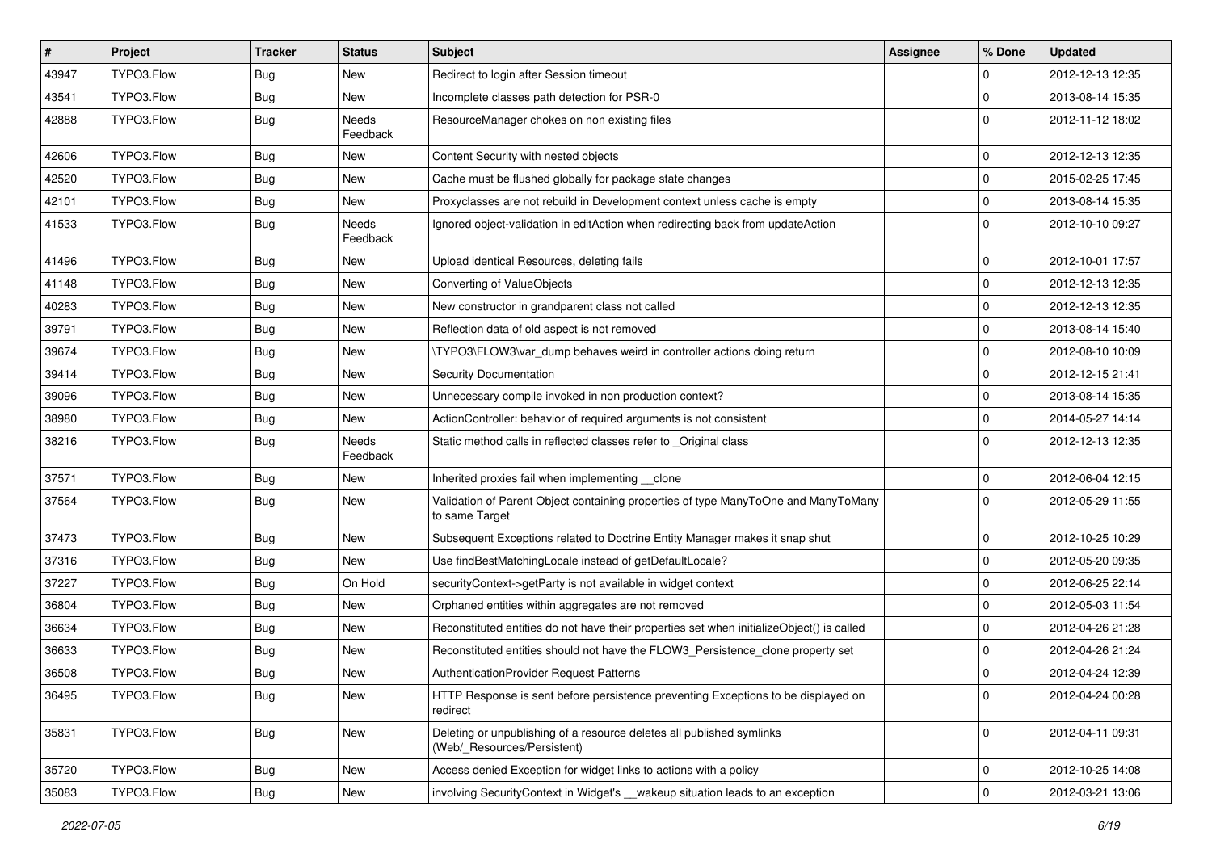| # | Project | Tracker | Status | Subject | Assignee | % Done | Updated |
|---|---|---|---|---|---|---|---|
| 43947 | TYPO3.Flow | Bug | New | Redirect to login after Session timeout | | 0 | 2012-12-13 12:35 |
| 43541 | TYPO3.Flow | Bug | New | Incomplete classes path detection for PSR-0 | | 0 | 2013-08-14 15:35 |
| 42888 | TYPO3.Flow | Bug | Needs Feedback | ResourceManager chokes on non existing files | | 0 | 2012-11-12 18:02 |
| 42606 | TYPO3.Flow | Bug | New | Content Security with nested objects | | 0 | 2012-12-13 12:35 |
| 42520 | TYPO3.Flow | Bug | New | Cache must be flushed globally for package state changes | | 0 | 2015-02-25 17:45 |
| 42101 | TYPO3.Flow | Bug | New | Proxyclasses are not rebuild in Development context unless cache is empty | | 0 | 2013-08-14 15:35 |
| 41533 | TYPO3.Flow | Bug | Needs Feedback | Ignored object-validation in editAction when redirecting back from updateAction | | 0 | 2012-10-10 09:27 |
| 41496 | TYPO3.Flow | Bug | New | Upload identical Resources, deleting fails | | 0 | 2012-10-01 17:57 |
| 41148 | TYPO3.Flow | Bug | New | Converting of ValueObjects | | 0 | 2012-12-13 12:35 |
| 40283 | TYPO3.Flow | Bug | New | New constructor in grandparent class not called | | 0 | 2012-12-13 12:35 |
| 39791 | TYPO3.Flow | Bug | New | Reflection data of old aspect is not removed | | 0 | 2013-08-14 15:40 |
| 39674 | TYPO3.Flow | Bug | New | \TYPO3\FLOW3\var_dump behaves weird in controller actions doing return | | 0 | 2012-08-10 10:09 |
| 39414 | TYPO3.Flow | Bug | New | Security Documentation | | 0 | 2012-12-15 21:41 |
| 39096 | TYPO3.Flow | Bug | New | Unnecessary compile invoked in non production context? | | 0 | 2013-08-14 15:35 |
| 38980 | TYPO3.Flow | Bug | New | ActionController: behavior of required arguments is not consistent | | 0 | 2014-05-27 14:14 |
| 38216 | TYPO3.Flow | Bug | Needs Feedback | Static method calls in reflected classes refer to _Original class | | 0 | 2012-12-13 12:35 |
| 37571 | TYPO3.Flow | Bug | New | Inherited proxies fail when implementing __clone | | 0 | 2012-06-04 12:15 |
| 37564 | TYPO3.Flow | Bug | New | Validation of Parent Object containing properties of type ManyToOne and ManyToMany to same Target | | 0 | 2012-05-29 11:55 |
| 37473 | TYPO3.Flow | Bug | New | Subsequent Exceptions related to Doctrine Entity Manager makes it snap shut | | 0 | 2012-10-25 10:29 |
| 37316 | TYPO3.Flow | Bug | New | Use findBestMatchingLocale instead of getDefaultLocale? | | 0 | 2012-05-20 09:35 |
| 37227 | TYPO3.Flow | Bug | On Hold | securityContext->getParty is not available in widget context | | 0 | 2012-06-25 22:14 |
| 36804 | TYPO3.Flow | Bug | New | Orphaned entities within aggregates are not removed | | 0 | 2012-05-03 11:54 |
| 36634 | TYPO3.Flow | Bug | New | Reconstituted entities do not have their properties set when initializeObject() is called | | 0 | 2012-04-26 21:28 |
| 36633 | TYPO3.Flow | Bug | New | Reconstituted entities should not have the FLOW3_Persistence_clone property set | | 0 | 2012-04-26 21:24 |
| 36508 | TYPO3.Flow | Bug | New | AuthenticationProvider Request Patterns | | 0 | 2012-04-24 12:39 |
| 36495 | TYPO3.Flow | Bug | New | HTTP Response is sent before persistence preventing Exceptions to be displayed on redirect | | 0 | 2012-04-24 00:28 |
| 35831 | TYPO3.Flow | Bug | New | Deleting or unpublishing of a resource deletes all published symlinks (Web/_Resources/Persistent) | | 0 | 2012-04-11 09:31 |
| 35720 | TYPO3.Flow | Bug | New | Access denied Exception for widget links to actions with a policy | | 0 | 2012-10-25 14:08 |
| 35083 | TYPO3.Flow | Bug | New | involving SecurityContext in Widget's __wakeup situation leads to an exception | | 0 | 2012-03-21 13:06 |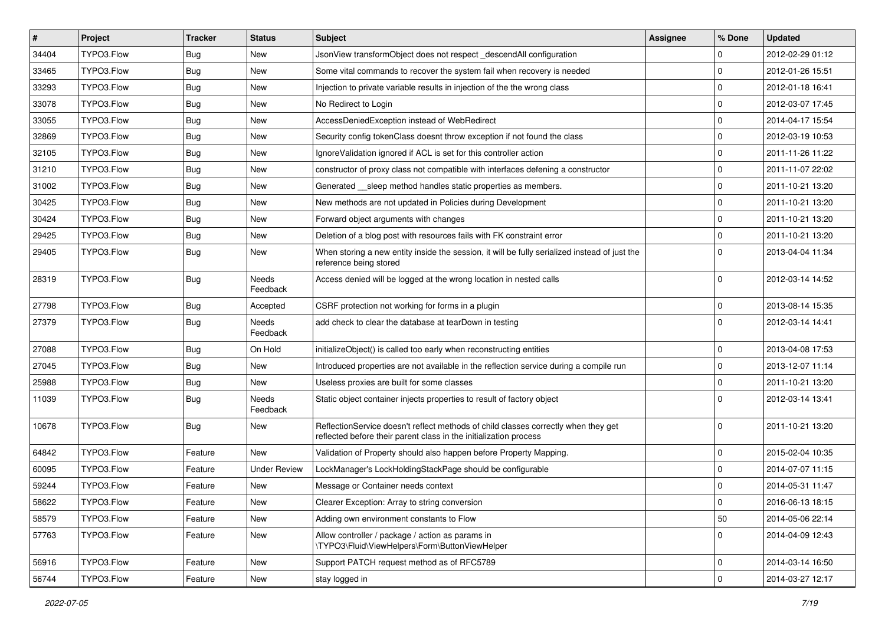| # | Project | Tracker | Status | Subject | Assignee | % Done | Updated |
|---|---|---|---|---|---|---|---|
| 34404 | TYPO3.Flow | Bug | New | JsonView transformObject does not respect _descendAll configuration | | 0 | 2012-02-29 01:12 |
| 33465 | TYPO3.Flow | Bug | New | Some vital commands to recover the system fail when recovery is needed | | 0 | 2012-01-26 15:51 |
| 33293 | TYPO3.Flow | Bug | New | Injection to private variable results in injection of the the wrong class | | 0 | 2012-01-18 16:41 |
| 33078 | TYPO3.Flow | Bug | New | No Redirect to Login | | 0 | 2012-03-07 17:45 |
| 33055 | TYPO3.Flow | Bug | New | AccessDeniedException instead of WebRedirect | | 0 | 2014-04-17 15:54 |
| 32869 | TYPO3.Flow | Bug | New | Security config tokenClass doesnt throw exception if not found the class | | 0 | 2012-03-19 10:53 |
| 32105 | TYPO3.Flow | Bug | New | IgnoreValidation ignored if ACL is set for this controller action | | 0 | 2011-11-26 11:22 |
| 31210 | TYPO3.Flow | Bug | New | constructor of proxy class not compatible with interfaces defening a constructor | | 0 | 2011-11-07 22:02 |
| 31002 | TYPO3.Flow | Bug | New | Generated __sleep method handles static properties as members. | | 0 | 2011-10-21 13:20 |
| 30425 | TYPO3.Flow | Bug | New | New methods are not updated in Policies during Development | | 0 | 2011-10-21 13:20 |
| 30424 | TYPO3.Flow | Bug | New | Forward object arguments with changes | | 0 | 2011-10-21 13:20 |
| 29425 | TYPO3.Flow | Bug | New | Deletion of a blog post with resources fails with FK constraint error | | 0 | 2011-10-21 13:20 |
| 29405 | TYPO3.Flow | Bug | New | When storing a new entity inside the session, it will be fully serialized instead of just the reference being stored | | 0 | 2013-04-04 11:34 |
| 28319 | TYPO3.Flow | Bug | Needs Feedback | Access denied will be logged at the wrong location in nested calls | | 0 | 2012-03-14 14:52 |
| 27798 | TYPO3.Flow | Bug | Accepted | CSRF protection not working for forms in a plugin | | 0 | 2013-08-14 15:35 |
| 27379 | TYPO3.Flow | Bug | Needs Feedback | add check to clear the database at tearDown in testing | | 0 | 2012-03-14 14:41 |
| 27088 | TYPO3.Flow | Bug | On Hold | initializeObject() is called too early when reconstructing entities | | 0 | 2013-04-08 17:53 |
| 27045 | TYPO3.Flow | Bug | New | Introduced properties are not available in the reflection service during a compile run | | 0 | 2013-12-07 11:14 |
| 25988 | TYPO3.Flow | Bug | New | Useless proxies are built for some classes | | 0 | 2011-10-21 13:20 |
| 11039 | TYPO3.Flow | Bug | Needs Feedback | Static object container injects properties to result of factory object | | 0 | 2012-03-14 13:41 |
| 10678 | TYPO3.Flow | Bug | New | ReflectionService doesn't reflect methods of child classes correctly when they get reflected before their parent class in the initialization process | | 0 | 2011-10-21 13:20 |
| 64842 | TYPO3.Flow | Feature | New | Validation of Property should also happen before Property Mapping. | | 0 | 2015-02-04 10:35 |
| 60095 | TYPO3.Flow | Feature | Under Review | LockManager's LockHoldingStackPage should be configurable | | 0 | 2014-07-07 11:15 |
| 59244 | TYPO3.Flow | Feature | New | Message or Container needs context | | 0 | 2014-05-31 11:47 |
| 58622 | TYPO3.Flow | Feature | New | Clearer Exception: Array to string conversion | | 0 | 2016-06-13 18:15 |
| 58579 | TYPO3.Flow | Feature | New | Adding own environment constants to Flow | | 50 | 2014-05-06 22:14 |
| 57763 | TYPO3.Flow | Feature | New | Allow controller / package / action as params in \TYPO3\Fluid\ViewHelpers\Form\ButtonViewHelper | | 0 | 2014-04-09 12:43 |
| 56916 | TYPO3.Flow | Feature | New | Support PATCH request method as of RFC5789 | | 0 | 2014-03-14 16:50 |
| 56744 | TYPO3.Flow | Feature | New | stay logged in | | 0 | 2014-03-27 12:17 |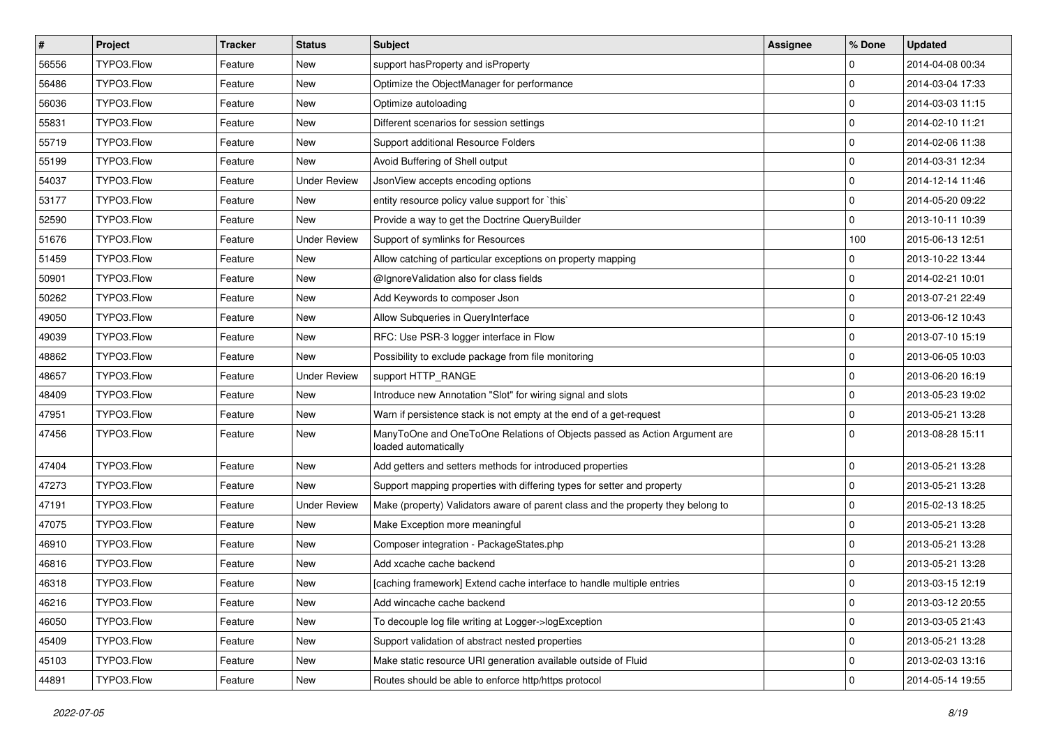| # | Project | Tracker | Status | Subject | Assignee | % Done | Updated |
|---|---|---|---|---|---|---|---|
| 56556 | TYPO3.Flow | Feature | New | support hasProperty and isProperty | | 0 | 2014-04-08 00:34 |
| 56486 | TYPO3.Flow | Feature | New | Optimize the ObjectManager for performance | | 0 | 2014-03-04 17:33 |
| 56036 | TYPO3.Flow | Feature | New | Optimize autoloading | | 0 | 2014-03-03 11:15 |
| 55831 | TYPO3.Flow | Feature | New | Different scenarios for session settings | | 0 | 2014-02-10 11:21 |
| 55719 | TYPO3.Flow | Feature | New | Support additional Resource Folders | | 0 | 2014-02-06 11:38 |
| 55199 | TYPO3.Flow | Feature | New | Avoid Buffering of Shell output | | 0 | 2014-03-31 12:34 |
| 54037 | TYPO3.Flow | Feature | Under Review | JsonView accepts encoding options | | 0 | 2014-12-14 11:46 |
| 53177 | TYPO3.Flow | Feature | New | entity resource policy value support for `this` | | 0 | 2014-05-20 09:22 |
| 52590 | TYPO3.Flow | Feature | New | Provide a way to get the Doctrine QueryBuilder | | 0 | 2013-10-11 10:39 |
| 51676 | TYPO3.Flow | Feature | Under Review | Support of symlinks for Resources | | 100 | 2015-06-13 12:51 |
| 51459 | TYPO3.Flow | Feature | New | Allow catching of particular exceptions on property mapping | | 0 | 2013-10-22 13:44 |
| 50901 | TYPO3.Flow | Feature | New | @IgnoreValidation also for class fields | | 0 | 2014-02-21 10:01 |
| 50262 | TYPO3.Flow | Feature | New | Add Keywords to composer Json | | 0 | 2013-07-21 22:49 |
| 49050 | TYPO3.Flow | Feature | New | Allow Subqueries in QueryInterface | | 0 | 2013-06-12 10:43 |
| 49039 | TYPO3.Flow | Feature | New | RFC: Use PSR-3 logger interface in Flow | | 0 | 2013-07-10 15:19 |
| 48862 | TYPO3.Flow | Feature | New | Possibility to exclude package from file monitoring | | 0 | 2013-06-05 10:03 |
| 48657 | TYPO3.Flow | Feature | Under Review | support HTTP_RANGE | | 0 | 2013-06-20 16:19 |
| 48409 | TYPO3.Flow | Feature | New | Introduce new Annotation "Slot" for wiring signal and slots | | 0 | 2013-05-23 19:02 |
| 47951 | TYPO3.Flow | Feature | New | Warn if persistence stack is not empty at the end of a get-request | | 0 | 2013-05-21 13:28 |
| 47456 | TYPO3.Flow | Feature | New | ManyToOne and OneToOne Relations of Objects passed as Action Argument are loaded automatically | | 0 | 2013-08-28 15:11 |
| 47404 | TYPO3.Flow | Feature | New | Add getters and setters methods for introduced properties | | 0 | 2013-05-21 13:28 |
| 47273 | TYPO3.Flow | Feature | New | Support mapping properties with differing types for setter and property | | 0 | 2013-05-21 13:28 |
| 47191 | TYPO3.Flow | Feature | Under Review | Make (property) Validators aware of parent class and the property they belong to | | 0 | 2015-02-13 18:25 |
| 47075 | TYPO3.Flow | Feature | New | Make Exception more meaningful | | 0 | 2013-05-21 13:28 |
| 46910 | TYPO3.Flow | Feature | New | Composer integration - PackageStates.php | | 0 | 2013-05-21 13:28 |
| 46816 | TYPO3.Flow | Feature | New | Add xcache cache backend | | 0 | 2013-05-21 13:28 |
| 46318 | TYPO3.Flow | Feature | New | [caching framework] Extend cache interface to handle multiple entries | | 0 | 2013-03-15 12:19 |
| 46216 | TYPO3.Flow | Feature | New | Add wincache cache backend | | 0 | 2013-03-12 20:55 |
| 46050 | TYPO3.Flow | Feature | New | To decouple log file writing at Logger->logException | | 0 | 2013-03-05 21:43 |
| 45409 | TYPO3.Flow | Feature | New | Support validation of abstract nested properties | | 0 | 2013-05-21 13:28 |
| 45103 | TYPO3.Flow | Feature | New | Make static resource URI generation available outside of Fluid | | 0 | 2013-02-03 13:16 |
| 44891 | TYPO3.Flow | Feature | New | Routes should be able to enforce http/https protocol | | 0 | 2014-05-14 19:55 |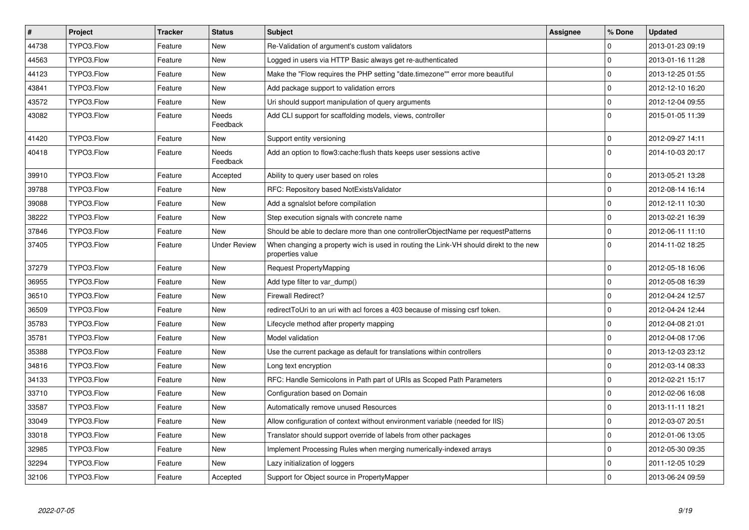| # | Project | Tracker | Status | Subject | Assignee | % Done | Updated |
|---|---|---|---|---|---|---|---|
| 44738 | TYPO3.Flow | Feature | New | Re-Validation of argument's custom validators | | 0 | 2013-01-23 09:19 |
| 44563 | TYPO3.Flow | Feature | New | Logged in users via HTTP Basic always get re-authenticated | | 0 | 2013-01-16 11:28 |
| 44123 | TYPO3.Flow | Feature | New | Make the "Flow requires the PHP setting "date.timezone"" error more beautiful | | 0 | 2013-12-25 01:55 |
| 43841 | TYPO3.Flow | Feature | New | Add package support to validation errors | | 0 | 2012-12-10 16:20 |
| 43572 | TYPO3.Flow | Feature | New | Uri should support manipulation of query arguments | | 0 | 2012-12-04 09:55 |
| 43082 | TYPO3.Flow | Feature | Needs Feedback | Add CLI support for scaffolding models, views, controller | | 0 | 2015-01-05 11:39 |
| 41420 | TYPO3.Flow | Feature | New | Support entity versioning | | 0 | 2012-09-27 14:11 |
| 40418 | TYPO3.Flow | Feature | Needs Feedback | Add an option to flow3:cache:flush thats keeps user sessions active | | 0 | 2014-10-03 20:17 |
| 39910 | TYPO3.Flow | Feature | Accepted | Ability to query user based on roles | | 0 | 2013-05-21 13:28 |
| 39788 | TYPO3.Flow | Feature | New | RFC: Repository based NotExistsValidator | | 0 | 2012-08-14 16:14 |
| 39088 | TYPO3.Flow | Feature | New | Add a sgnalslot before compilation | | 0 | 2012-12-11 10:30 |
| 38222 | TYPO3.Flow | Feature | New | Step execution signals with concrete name | | 0 | 2013-02-21 16:39 |
| 37846 | TYPO3.Flow | Feature | New | Should be able to declare more than one controllerObjectName per requestPatterns | | 0 | 2012-06-11 11:10 |
| 37405 | TYPO3.Flow | Feature | Under Review | When changing a property wich is used in routing the Link-VH should direkt to the new properties value | | 0 | 2014-11-02 18:25 |
| 37279 | TYPO3.Flow | Feature | New | Request PropertyMapping | | 0 | 2012-05-18 16:06 |
| 36955 | TYPO3.Flow | Feature | New | Add type filter to var_dump() | | 0 | 2012-05-08 16:39 |
| 36510 | TYPO3.Flow | Feature | New | Firewall Redirect? | | 0 | 2012-04-24 12:57 |
| 36509 | TYPO3.Flow | Feature | New | redirectToUri to an uri with acl forces a 403 because of missing csrf token. | | 0 | 2012-04-24 12:44 |
| 35783 | TYPO3.Flow | Feature | New | Lifecycle method after property mapping | | 0 | 2012-04-08 21:01 |
| 35781 | TYPO3.Flow | Feature | New | Model validation | | 0 | 2012-04-08 17:06 |
| 35388 | TYPO3.Flow | Feature | New | Use the current package as default for translations within controllers | | 0 | 2013-12-03 23:12 |
| 34816 | TYPO3.Flow | Feature | New | Long text encryption | | 0 | 2012-03-14 08:33 |
| 34133 | TYPO3.Flow | Feature | New | RFC: Handle Semicolons in Path part of URIs as Scoped Path Parameters | | 0 | 2012-02-21 15:17 |
| 33710 | TYPO3.Flow | Feature | New | Configuration based on Domain | | 0 | 2012-02-06 16:08 |
| 33587 | TYPO3.Flow | Feature | New | Automatically remove unused Resources | | 0 | 2013-11-11 18:21 |
| 33049 | TYPO3.Flow | Feature | New | Allow configuration of context without environment variable (needed for IIS) | | 0 | 2012-03-07 20:51 |
| 33018 | TYPO3.Flow | Feature | New | Translator should support override of labels from other packages | | 0 | 2012-01-06 13:05 |
| 32985 | TYPO3.Flow | Feature | New | Implement Processing Rules when merging numerically-indexed arrays | | 0 | 2012-05-30 09:35 |
| 32294 | TYPO3.Flow | Feature | New | Lazy initialization of loggers | | 0 | 2011-12-05 10:29 |
| 32106 | TYPO3.Flow | Feature | Accepted | Support for Object source in PropertyMapper | | 0 | 2013-06-24 09:59 |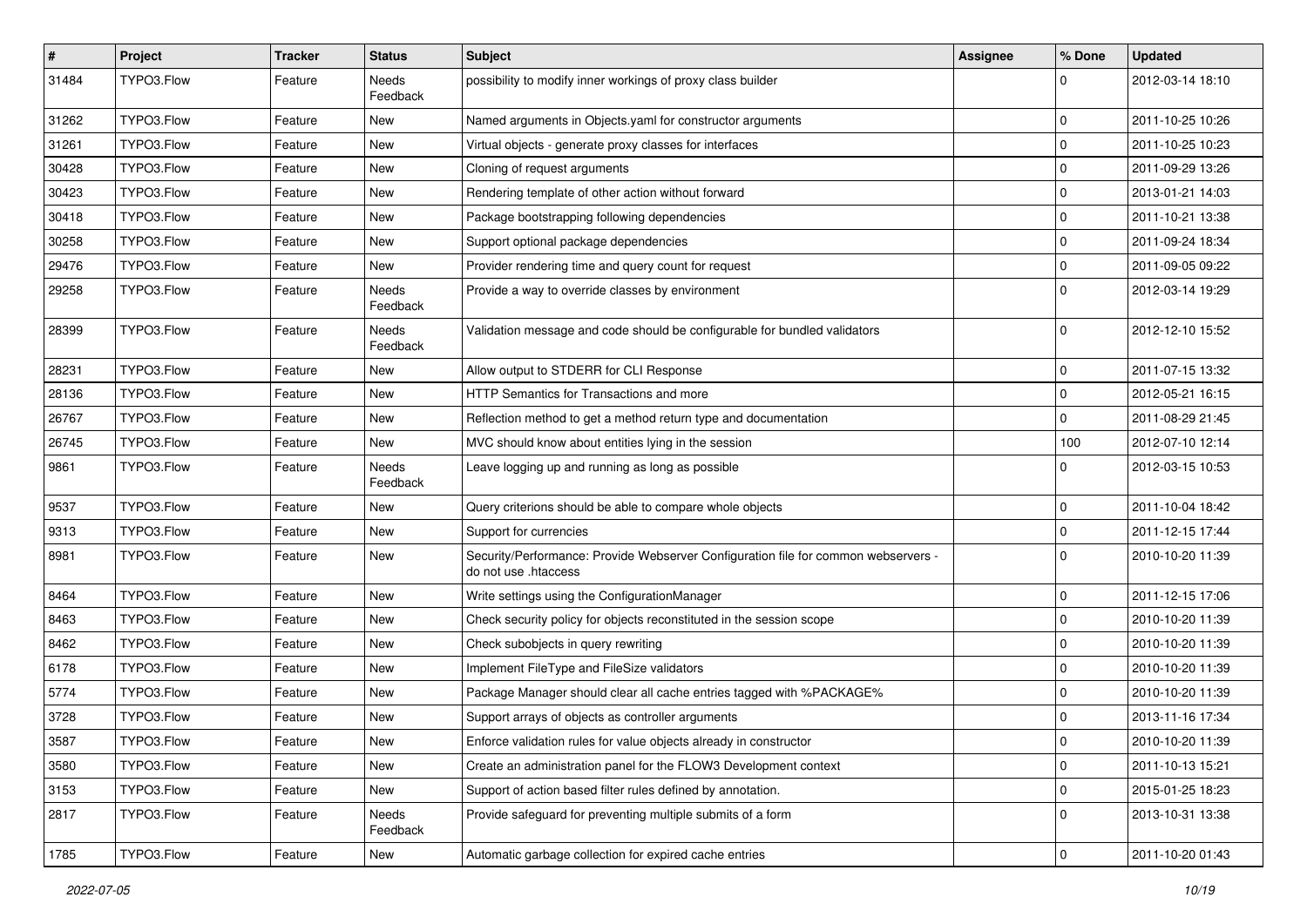| # | Project | Tracker | Status | Subject | Assignee | % Done | Updated |
|---|---|---|---|---|---|---|---|
| 31484 | TYPO3.Flow | Feature | Needs Feedback | possibility to modify inner workings of proxy class builder | | 0 | 2012-03-14 18:10 |
| 31262 | TYPO3.Flow | Feature | New | Named arguments in Objects.yaml for constructor arguments | | 0 | 2011-10-25 10:26 |
| 31261 | TYPO3.Flow | Feature | New | Virtual objects - generate proxy classes for interfaces | | 0 | 2011-10-25 10:23 |
| 30428 | TYPO3.Flow | Feature | New | Cloning of request arguments | | 0 | 2011-09-29 13:26 |
| 30423 | TYPO3.Flow | Feature | New | Rendering template of other action without forward | | 0 | 2013-01-21 14:03 |
| 30418 | TYPO3.Flow | Feature | New | Package bootstrapping following dependencies | | 0 | 2011-10-21 13:38 |
| 30258 | TYPO3.Flow | Feature | New | Support optional package dependencies | | 0 | 2011-09-24 18:34 |
| 29476 | TYPO3.Flow | Feature | New | Provider rendering time and query count for request | | 0 | 2011-09-05 09:22 |
| 29258 | TYPO3.Flow | Feature | Needs Feedback | Provide a way to override classes by environment | | 0 | 2012-03-14 19:29 |
| 28399 | TYPO3.Flow | Feature | Needs Feedback | Validation message and code should be configurable for bundled validators | | 0 | 2012-12-10 15:52 |
| 28231 | TYPO3.Flow | Feature | New | Allow output to STDERR for CLI Response | | 0 | 2011-07-15 13:32 |
| 28136 | TYPO3.Flow | Feature | New | HTTP Semantics for Transactions and more | | 0 | 2012-05-21 16:15 |
| 26767 | TYPO3.Flow | Feature | New | Reflection method to get a method return type and documentation | | 0 | 2011-08-29 21:45 |
| 26745 | TYPO3.Flow | Feature | New | MVC should know about entities lying in the session | | 100 | 2012-07-10 12:14 |
| 9861 | TYPO3.Flow | Feature | Needs Feedback | Leave logging up and running as long as possible | | 0 | 2012-03-15 10:53 |
| 9537 | TYPO3.Flow | Feature | New | Query criterions should be able to compare whole objects | | 0 | 2011-10-04 18:42 |
| 9313 | TYPO3.Flow | Feature | New | Support for currencies | | 0 | 2011-12-15 17:44 |
| 8981 | TYPO3.Flow | Feature | New | Security/Performance: Provide Webserver Configuration file for common webservers - do not use .htaccess | | 0 | 2010-10-20 11:39 |
| 8464 | TYPO3.Flow | Feature | New | Write settings using the ConfigurationManager | | 0 | 2011-12-15 17:06 |
| 8463 | TYPO3.Flow | Feature | New | Check security policy for objects reconstituted in the session scope | | 0 | 2010-10-20 11:39 |
| 8462 | TYPO3.Flow | Feature | New | Check subobjects in query rewriting | | 0 | 2010-10-20 11:39 |
| 6178 | TYPO3.Flow | Feature | New | Implement FileType and FileSize validators | | 0 | 2010-10-20 11:39 |
| 5774 | TYPO3.Flow | Feature | New | Package Manager should clear all cache entries tagged with %PACKAGE% | | 0 | 2010-10-20 11:39 |
| 3728 | TYPO3.Flow | Feature | New | Support arrays of objects as controller arguments | | 0 | 2013-11-16 17:34 |
| 3587 | TYPO3.Flow | Feature | New | Enforce validation rules for value objects already in constructor | | 0 | 2010-10-20 11:39 |
| 3580 | TYPO3.Flow | Feature | New | Create an administration panel for the FLOW3 Development context | | 0 | 2011-10-13 15:21 |
| 3153 | TYPO3.Flow | Feature | New | Support of action based filter rules defined by annotation. | | 0 | 2015-01-25 18:23 |
| 2817 | TYPO3.Flow | Feature | Needs Feedback | Provide safeguard for preventing multiple submits of a form | | 0 | 2013-10-31 13:38 |
| 1785 | TYPO3.Flow | Feature | New | Automatic garbage collection for expired cache entries | | 0 | 2011-10-20 01:43 |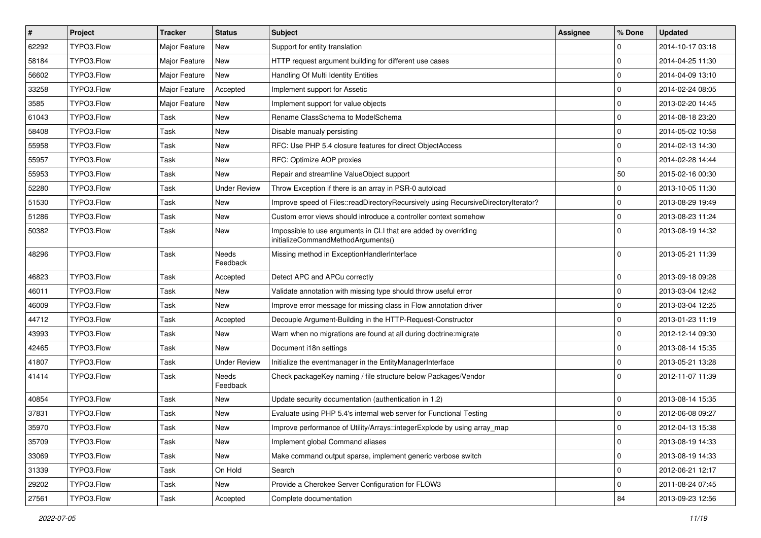| # | Project | Tracker | Status | Subject | Assignee | % Done | Updated |
|---|---|---|---|---|---|---|---|
| 62292 | TYPO3.Flow | Major Feature | New | Support for entity translation | | 0 | 2014-10-17 03:18 |
| 58184 | TYPO3.Flow | Major Feature | New | HTTP request argument building for different use cases | | 0 | 2014-04-25 11:30 |
| 56602 | TYPO3.Flow | Major Feature | New | Handling Of Multi Identity Entities | | 0 | 2014-04-09 13:10 |
| 33258 | TYPO3.Flow | Major Feature | Accepted | Implement support for Assetic | | 0 | 2014-02-24 08:05 |
| 3585 | TYPO3.Flow | Major Feature | New | Implement support for value objects | | 0 | 2013-02-20 14:45 |
| 61043 | TYPO3.Flow | Task | New | Rename ClassSchema to ModelSchema | | 0 | 2014-08-18 23:20 |
| 58408 | TYPO3.Flow | Task | New | Disable manualy persisting | | 0 | 2014-05-02 10:58 |
| 55958 | TYPO3.Flow | Task | New | RFC: Use PHP 5.4 closure features for direct ObjectAccess | | 0 | 2014-02-13 14:30 |
| 55957 | TYPO3.Flow | Task | New | RFC: Optimize AOP proxies | | 0 | 2014-02-28 14:44 |
| 55953 | TYPO3.Flow | Task | New | Repair and streamline ValueObject support | | 50 | 2015-02-16 00:30 |
| 52280 | TYPO3.Flow | Task | Under Review | Throw Exception if there is an array in PSR-0 autoload | | 0 | 2013-10-05 11:30 |
| 51530 | TYPO3.Flow | Task | New | Improve speed of Files::readDirectoryRecursively using RecursiveDirectoryIterator? | | 0 | 2013-08-29 19:49 |
| 51286 | TYPO3.Flow | Task | New | Custom error views should introduce a controller context somehow | | 0 | 2013-08-23 11:24 |
| 50382 | TYPO3.Flow | Task | New | Impossible to use arguments in CLI that are added by overriding initializeCommandMethodArguments() | | 0 | 2013-08-19 14:32 |
| 48296 | TYPO3.Flow | Task | Needs Feedback | Missing method in ExceptionHandlerInterface | | 0 | 2013-05-21 11:39 |
| 46823 | TYPO3.Flow | Task | Accepted | Detect APC and APCu correctly | | 0 | 2013-09-18 09:28 |
| 46011 | TYPO3.Flow | Task | New | Validate annotation with missing type should throw useful error | | 0 | 2013-03-04 12:42 |
| 46009 | TYPO3.Flow | Task | New | Improve error message for missing class in Flow annotation driver | | 0 | 2013-03-04 12:25 |
| 44712 | TYPO3.Flow | Task | Accepted | Decouple Argument-Building in the HTTP-Request-Constructor | | 0 | 2013-01-23 11:19 |
| 43993 | TYPO3.Flow | Task | New | Warn when no migrations are found at all during doctrine:migrate | | 0 | 2012-12-14 09:30 |
| 42465 | TYPO3.Flow | Task | New | Document i18n settings | | 0 | 2013-08-14 15:35 |
| 41807 | TYPO3.Flow | Task | Under Review | Initialize the eventmanager in the EntityManagerInterface | | 0 | 2013-05-21 13:28 |
| 41414 | TYPO3.Flow | Task | Needs Feedback | Check packageKey naming / file structure below Packages/Vendor | | 0 | 2012-11-07 11:39 |
| 40854 | TYPO3.Flow | Task | New | Update security documentation (authentication in 1.2) | | 0 | 2013-08-14 15:35 |
| 37831 | TYPO3.Flow | Task | New | Evaluate using PHP 5.4's internal web server for Functional Testing | | 0 | 2012-06-08 09:27 |
| 35970 | TYPO3.Flow | Task | New | Improve performance of Utility/Arrays::integerExplode by using array_map | | 0 | 2012-04-13 15:38 |
| 35709 | TYPO3.Flow | Task | New | Implement global Command aliases | | 0 | 2013-08-19 14:33 |
| 33069 | TYPO3.Flow | Task | New | Make command output sparse, implement generic verbose switch | | 0 | 2013-08-19 14:33 |
| 31339 | TYPO3.Flow | Task | On Hold | Search | | 0 | 2012-06-21 12:17 |
| 29202 | TYPO3.Flow | Task | New | Provide a Cherokee Server Configuration for FLOW3 | | 0 | 2011-08-24 07:45 |
| 27561 | TYPO3.Flow | Task | Accepted | Complete documentation | | 84 | 2013-09-23 12:56 |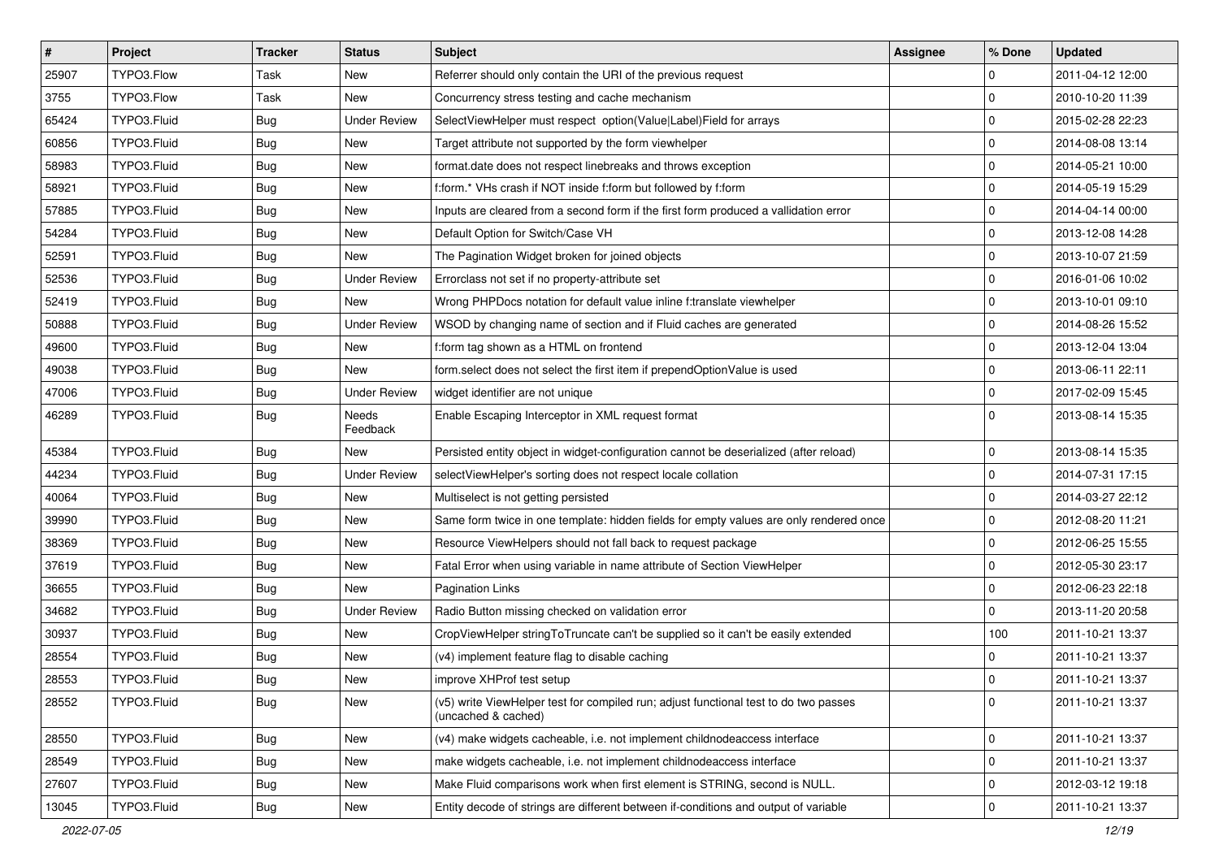| # | Project | Tracker | Status | Subject | Assignee | % Done | Updated |
| --- | --- | --- | --- | --- | --- | --- | --- |
| 25907 | TYPO3.Flow | Task | New | Referrer should only contain the URI of the previous request | | 0 | 2011-04-12 12:00 |
| 3755 | TYPO3.Flow | Task | New | Concurrency stress testing and cache mechanism | | 0 | 2010-10-20 11:39 |
| 65424 | TYPO3.Fluid | Bug | Under Review | SelectViewHelper must respect option(Value\|Label)Field for arrays | | 0 | 2015-02-28 22:23 |
| 60856 | TYPO3.Fluid | Bug | New | Target attribute not supported by the form viewhelper | | 0 | 2014-08-08 13:14 |
| 58983 | TYPO3.Fluid | Bug | New | format.date does not respect linebreaks and throws exception | | 0 | 2014-05-21 10:00 |
| 58921 | TYPO3.Fluid | Bug | New | f:form.* VHs crash if NOT inside f:form but followed by f:form | | 0 | 2014-05-19 15:29 |
| 57885 | TYPO3.Fluid | Bug | New | Inputs are cleared from a second form if the first form produced a vallidation error | | 0 | 2014-04-14 00:00 |
| 54284 | TYPO3.Fluid | Bug | New | Default Option for Switch/Case VH | | 0 | 2013-12-08 14:28 |
| 52591 | TYPO3.Fluid | Bug | New | The Pagination Widget broken for joined objects | | 0 | 2013-10-07 21:59 |
| 52536 | TYPO3.Fluid | Bug | Under Review | Errorclass not set if no property-attribute set | | 0 | 2016-01-06 10:02 |
| 52419 | TYPO3.Fluid | Bug | New | Wrong PHPDocs notation for default value inline f:translate viewhelper | | 0 | 2013-10-01 09:10 |
| 50888 | TYPO3.Fluid | Bug | Under Review | WSOD by changing name of section and if Fluid caches are generated | | 0 | 2014-08-26 15:52 |
| 49600 | TYPO3.Fluid | Bug | New | f:form tag shown as a HTML on frontend | | 0 | 2013-12-04 13:04 |
| 49038 | TYPO3.Fluid | Bug | New | form.select does not select the first item if prependOptionValue is used | | 0 | 2013-06-11 22:11 |
| 47006 | TYPO3.Fluid | Bug | Under Review | widget identifier are not unique | | 0 | 2017-02-09 15:45 |
| 46289 | TYPO3.Fluid | Bug | Needs Feedback | Enable Escaping Interceptor in XML request format | | 0 | 2013-08-14 15:35 |
| 45384 | TYPO3.Fluid | Bug | New | Persisted entity object in widget-configuration cannot be deserialized (after reload) | | 0 | 2013-08-14 15:35 |
| 44234 | TYPO3.Fluid | Bug | Under Review | selectViewHelper's sorting does not respect locale collation | | 0 | 2014-07-31 17:15 |
| 40064 | TYPO3.Fluid | Bug | New | Multiselect is not getting persisted | | 0 | 2014-03-27 22:12 |
| 39990 | TYPO3.Fluid | Bug | New | Same form twice in one template: hidden fields for empty values are only rendered once | | 0 | 2012-08-20 11:21 |
| 38369 | TYPO3.Fluid | Bug | New | Resource ViewHelpers should not fall back to request package | | 0 | 2012-06-25 15:55 |
| 37619 | TYPO3.Fluid | Bug | New | Fatal Error when using variable in name attribute of Section ViewHelper | | 0 | 2012-05-30 23:17 |
| 36655 | TYPO3.Fluid | Bug | New | Pagination Links | | 0 | 2012-06-23 22:18 |
| 34682 | TYPO3.Fluid | Bug | Under Review | Radio Button missing checked on validation error | | 0 | 2013-11-20 20:58 |
| 30937 | TYPO3.Fluid | Bug | New | CropViewHelper stringToTruncate can't be supplied so it can't be easily extended | | 100 | 2011-10-21 13:37 |
| 28554 | TYPO3.Fluid | Bug | New | (v4) implement feature flag to disable caching | | 0 | 2011-10-21 13:37 |
| 28553 | TYPO3.Fluid | Bug | New | improve XHProf test setup | | 0 | 2011-10-21 13:37 |
| 28552 | TYPO3.Fluid | Bug | New | (v5) write ViewHelper test for compiled run; adjust functional test to do two passes (uncached & cached) | | 0 | 2011-10-21 13:37 |
| 28550 | TYPO3.Fluid | Bug | New | (v4) make widgets cacheable, i.e. not implement childnodeaccess interface | | 0 | 2011-10-21 13:37 |
| 28549 | TYPO3.Fluid | Bug | New | make widgets cacheable, i.e. not implement childnodeaccess interface | | 0 | 2011-10-21 13:37 |
| 27607 | TYPO3.Fluid | Bug | New | Make Fluid comparisons work when first element is STRING, second is NULL. | | 0 | 2012-03-12 19:18 |
| 13045 | TYPO3.Fluid | Bug | New | Entity decode of strings are different between if-conditions and output of variable | | 0 | 2011-10-21 13:37 |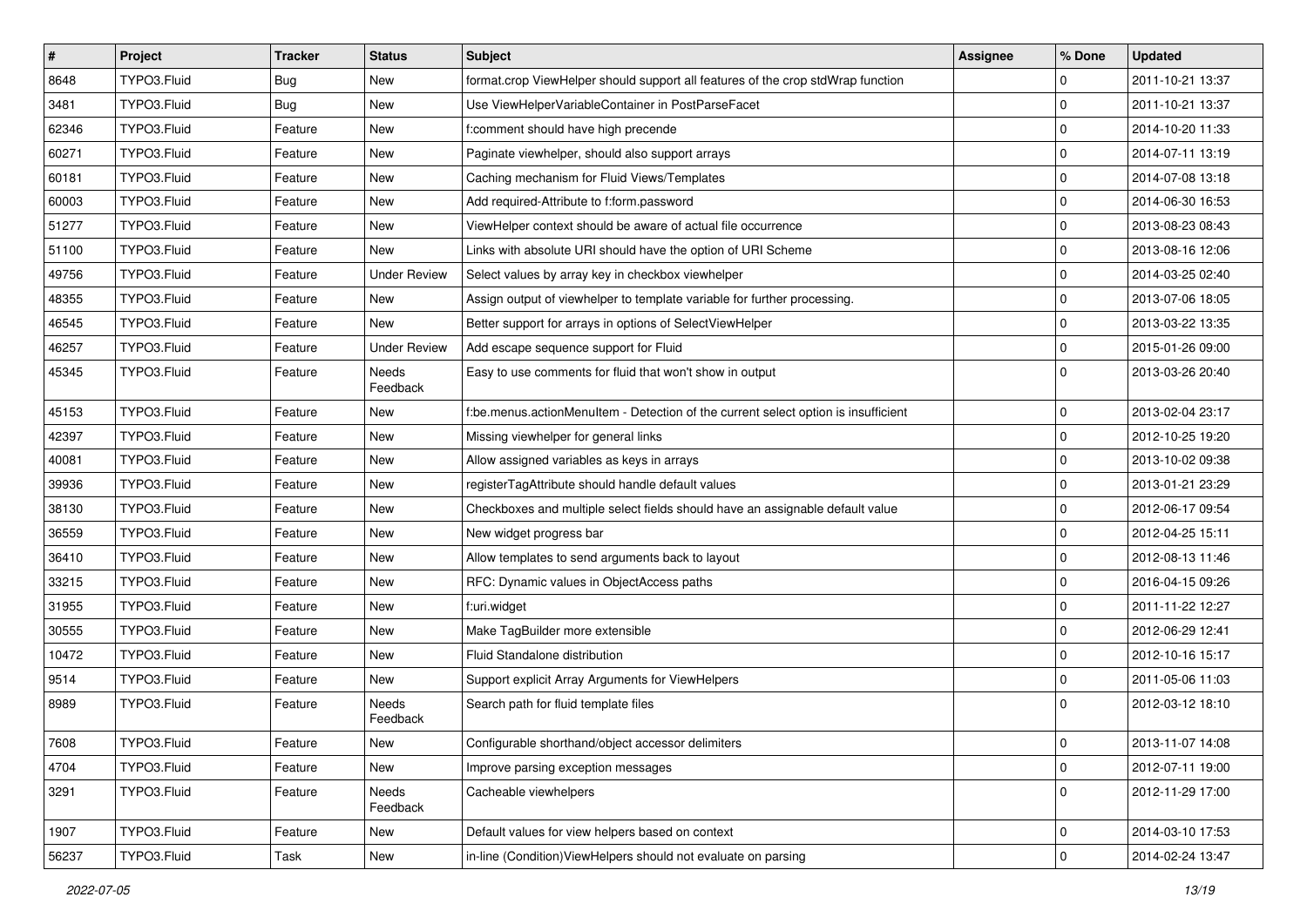| # | Project | Tracker | Status | Subject | Assignee | % Done | Updated |
|---|---|---|---|---|---|---|---|
| 8648 | TYPO3.Fluid | Bug | New | format.crop ViewHelper should support all features of the crop stdWrap function | | 0 | 2011-10-21 13:37 |
| 3481 | TYPO3.Fluid | Bug | New | Use ViewHelperVariableContainer in PostParseFacet | | 0 | 2011-10-21 13:37 |
| 62346 | TYPO3.Fluid | Feature | New | f:comment should have high precende | | 0 | 2014-10-20 11:33 |
| 60271 | TYPO3.Fluid | Feature | New | Paginate viewhelper, should also support arrays | | 0 | 2014-07-11 13:19 |
| 60181 | TYPO3.Fluid | Feature | New | Caching mechanism for Fluid Views/Templates | | 0 | 2014-07-08 13:18 |
| 60003 | TYPO3.Fluid | Feature | New | Add required-Attribute to f:form.password | | 0 | 2014-06-30 16:53 |
| 51277 | TYPO3.Fluid | Feature | New | ViewHelper context should be aware of actual file occurrence | | 0 | 2013-08-23 08:43 |
| 51100 | TYPO3.Fluid | Feature | New | Links with absolute URI should have the option of URI Scheme | | 0 | 2013-08-16 12:06 |
| 49756 | TYPO3.Fluid | Feature | Under Review | Select values by array key in checkbox viewhelper | | 0 | 2014-03-25 02:40 |
| 48355 | TYPO3.Fluid | Feature | New | Assign output of viewhelper to template variable for further processing. | | 0 | 2013-07-06 18:05 |
| 46545 | TYPO3.Fluid | Feature | New | Better support for arrays in options of SelectViewHelper | | 0 | 2013-03-22 13:35 |
| 46257 | TYPO3.Fluid | Feature | Under Review | Add escape sequence support for Fluid | | 0 | 2015-01-26 09:00 |
| 45345 | TYPO3.Fluid | Feature | Needs Feedback | Easy to use comments for fluid that won't show in output | | 0 | 2013-03-26 20:40 |
| 45153 | TYPO3.Fluid | Feature | New | f:be.menus.actionMenuItem - Detection of the current select option is insufficient | | 0 | 2013-02-04 23:17 |
| 42397 | TYPO3.Fluid | Feature | New | Missing viewhelper for general links | | 0 | 2012-10-25 19:20 |
| 40081 | TYPO3.Fluid | Feature | New | Allow assigned variables as keys in arrays | | 0 | 2013-10-02 09:38 |
| 39936 | TYPO3.Fluid | Feature | New | registerTagAttribute should handle default values | | 0 | 2013-01-21 23:29 |
| 38130 | TYPO3.Fluid | Feature | New | Checkboxes and multiple select fields should have an assignable default value | | 0 | 2012-06-17 09:54 |
| 36559 | TYPO3.Fluid | Feature | New | New widget progress bar | | 0 | 2012-04-25 15:11 |
| 36410 | TYPO3.Fluid | Feature | New | Allow templates to send arguments back to layout | | 0 | 2012-08-13 11:46 |
| 33215 | TYPO3.Fluid | Feature | New | RFC: Dynamic values in ObjectAccess paths | | 0 | 2016-04-15 09:26 |
| 31955 | TYPO3.Fluid | Feature | New | f:uri.widget | | 0 | 2011-11-22 12:27 |
| 30555 | TYPO3.Fluid | Feature | New | Make TagBuilder more extensible | | 0 | 2012-06-29 12:41 |
| 10472 | TYPO3.Fluid | Feature | New | Fluid Standalone distribution | | 0 | 2012-10-16 15:17 |
| 9514 | TYPO3.Fluid | Feature | New | Support explicit Array Arguments for ViewHelpers | | 0 | 2011-05-06 11:03 |
| 8989 | TYPO3.Fluid | Feature | Needs Feedback | Search path for fluid template files | | 0 | 2012-03-12 18:10 |
| 7608 | TYPO3.Fluid | Feature | New | Configurable shorthand/object accessor delimiters | | 0 | 2013-11-07 14:08 |
| 4704 | TYPO3.Fluid | Feature | New | Improve parsing exception messages | | 0 | 2012-07-11 19:00 |
| 3291 | TYPO3.Fluid | Feature | Needs Feedback | Cacheable viewhelpers | | 0 | 2012-11-29 17:00 |
| 1907 | TYPO3.Fluid | Feature | New | Default values for view helpers based on context | | 0 | 2014-03-10 17:53 |
| 56237 | TYPO3.Fluid | Task | New | in-line (Condition)ViewHelpers should not evaluate on parsing | | 0 | 2014-02-24 13:47 |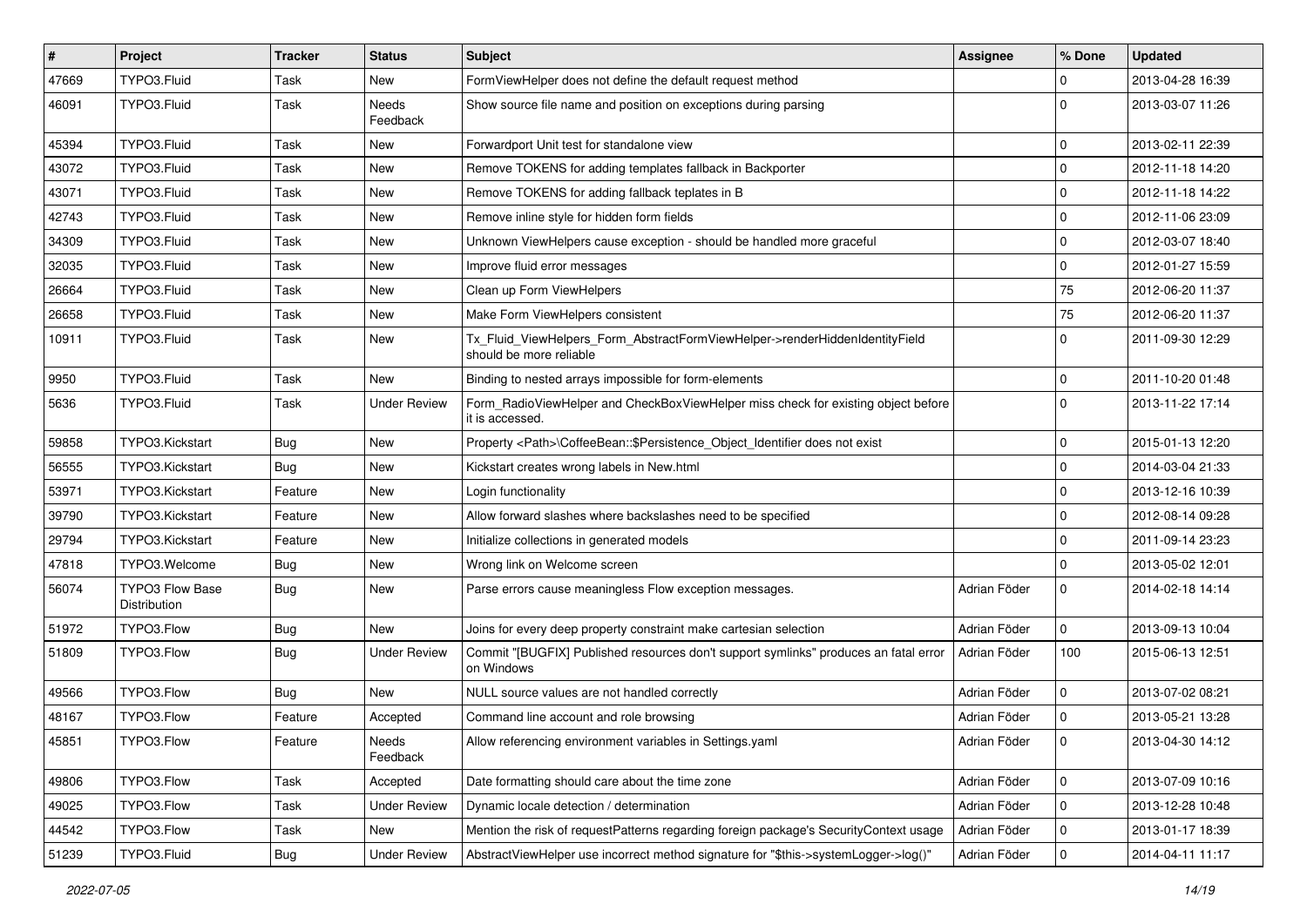| # | Project | Tracker | Status | Subject | Assignee | % Done | Updated |
|---|---|---|---|---|---|---|---|
| 47669 | TYPO3.Fluid | Task | New | FormViewHelper does not define the default request method | | 0 | 2013-04-28 16:39 |
| 46091 | TYPO3.Fluid | Task | Needs Feedback | Show source file name and position on exceptions during parsing | | 0 | 2013-03-07 11:26 |
| 45394 | TYPO3.Fluid | Task | New | Forwardport Unit test for standalone view | | 0 | 2013-02-11 22:39 |
| 43072 | TYPO3.Fluid | Task | New | Remove TOKENS for adding templates fallback in Backporter | | 0 | 2012-11-18 14:20 |
| 43071 | TYPO3.Fluid | Task | New | Remove TOKENS for adding fallback teplates in B | | 0 | 2012-11-18 14:22 |
| 42743 | TYPO3.Fluid | Task | New | Remove inline style for hidden form fields | | 0 | 2012-11-06 23:09 |
| 34309 | TYPO3.Fluid | Task | New | Unknown ViewHelpers cause exception - should be handled more graceful | | 0 | 2012-03-07 18:40 |
| 32035 | TYPO3.Fluid | Task | New | Improve fluid error messages | | 0 | 2012-01-27 15:59 |
| 26664 | TYPO3.Fluid | Task | New | Clean up Form ViewHelpers | | 75 | 2012-06-20 11:37 |
| 26658 | TYPO3.Fluid | Task | New | Make Form ViewHelpers consistent | | 75 | 2012-06-20 11:37 |
| 10911 | TYPO3.Fluid | Task | New | Tx_Fluid_ViewHelpers_Form_AbstractFormViewHelper->renderHiddenIdentityField should be more reliable | | 0 | 2011-09-30 12:29 |
| 9950 | TYPO3.Fluid | Task | New | Binding to nested arrays impossible for form-elements | | 0 | 2011-10-20 01:48 |
| 5636 | TYPO3.Fluid | Task | Under Review | Form_RadioViewHelper and CheckBoxViewHelper miss check for existing object before it is accessed. | | 0 | 2013-11-22 17:14 |
| 59858 | TYPO3.Kickstart | Bug | New | Property <Path>\CoffeeBean::$Persistence_Object_Identifier does not exist | | 0 | 2015-01-13 12:20 |
| 56555 | TYPO3.Kickstart | Bug | New | Kickstart creates wrong labels in New.html | | 0 | 2014-03-04 21:33 |
| 53971 | TYPO3.Kickstart | Feature | New | Login functionality | | 0 | 2013-12-16 10:39 |
| 39790 | TYPO3.Kickstart | Feature | New | Allow forward slashes where backslashes need to be specified | | 0 | 2012-08-14 09:28 |
| 29794 | TYPO3.Kickstart | Feature | New | Initialize collections in generated models | | 0 | 2011-09-14 23:23 |
| 47818 | TYPO3.Welcome | Bug | New | Wrong link on Welcome screen | | 0 | 2013-05-02 12:01 |
| 56074 | TYPO3 Flow Base Distribution | Bug | New | Parse errors cause meaningless Flow exception messages. | Adrian Föder | 0 | 2014-02-18 14:14 |
| 51972 | TYPO3.Flow | Bug | New | Joins for every deep property constraint make cartesian selection | Adrian Föder | 0 | 2013-09-13 10:04 |
| 51809 | TYPO3.Flow | Bug | Under Review | Commit "[BUGFIX] Published resources don't support symlinks" produces an fatal error on Windows | Adrian Föder | 100 | 2015-06-13 12:51 |
| 49566 | TYPO3.Flow | Bug | New | NULL source values are not handled correctly | Adrian Föder | 0 | 2013-07-02 08:21 |
| 48167 | TYPO3.Flow | Feature | Accepted | Command line account and role browsing | Adrian Föder | 0 | 2013-05-21 13:28 |
| 45851 | TYPO3.Flow | Feature | Needs Feedback | Allow referencing environment variables in Settings.yaml | Adrian Föder | 0 | 2013-04-30 14:12 |
| 49806 | TYPO3.Flow | Task | Accepted | Date formatting should care about the time zone | Adrian Föder | 0 | 2013-07-09 10:16 |
| 49025 | TYPO3.Flow | Task | Under Review | Dynamic locale detection / determination | Adrian Föder | 0 | 2013-12-28 10:48 |
| 44542 | TYPO3.Flow | Task | New | Mention the risk of requestPatterns regarding foreign package's SecurityContext usage | Adrian Föder | 0 | 2013-01-17 18:39 |
| 51239 | TYPO3.Fluid | Bug | Under Review | AbstractViewHelper use incorrect method signature for "$this->systemLogger->log()" | Adrian Föder | 0 | 2014-04-11 11:17 |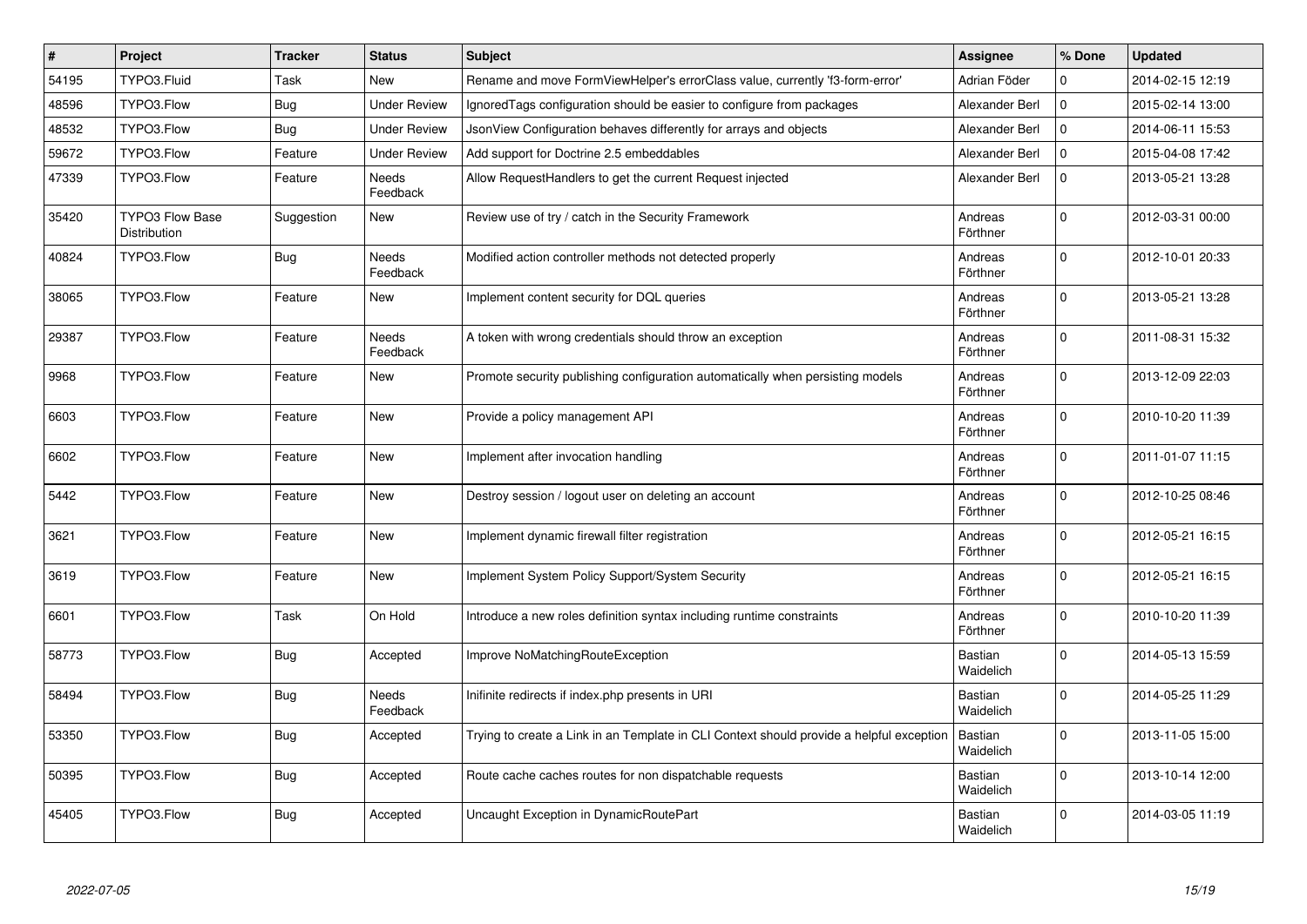| # | Project | Tracker | Status | Subject | Assignee | % Done | Updated |
|---|---|---|---|---|---|---|---|
| 54195 | TYPO3.Fluid | Task | New | Rename and move FormViewHelper's errorClass value, currently 'f3-form-error' | Adrian Föder | 0 | 2014-02-15 12:19 |
| 48596 | TYPO3.Flow | Bug | Under Review | IgnoredTags configuration should be easier to configure from packages | Alexander Berl | 0 | 2015-02-14 13:00 |
| 48532 | TYPO3.Flow | Bug | Under Review | JsonView Configuration behaves differently for arrays and objects | Alexander Berl | 0 | 2014-06-11 15:53 |
| 59672 | TYPO3.Flow | Feature | Under Review | Add support for Doctrine 2.5 embeddables | Alexander Berl | 0 | 2015-04-08 17:42 |
| 47339 | TYPO3.Flow | Feature | Needs Feedback | Allow RequestHandlers to get the current Request injected | Alexander Berl | 0 | 2013-05-21 13:28 |
| 35420 | TYPO3 Flow Base Distribution | Suggestion | New | Review use of try / catch in the Security Framework | Andreas Förthner | 0 | 2012-03-31 00:00 |
| 40824 | TYPO3.Flow | Bug | Needs Feedback | Modified action controller methods not detected properly | Andreas Förthner | 0 | 2012-10-01 20:33 |
| 38065 | TYPO3.Flow | Feature | New | Implement content security for DQL queries | Andreas Förthner | 0 | 2013-05-21 13:28 |
| 29387 | TYPO3.Flow | Feature | Needs Feedback | A token with wrong credentials should throw an exception | Andreas Förthner | 0 | 2011-08-31 15:32 |
| 9968 | TYPO3.Flow | Feature | New | Promote security publishing configuration automatically when persisting models | Andreas Förthner | 0 | 2013-12-09 22:03 |
| 6603 | TYPO3.Flow | Feature | New | Provide a policy management API | Andreas Förthner | 0 | 2010-10-20 11:39 |
| 6602 | TYPO3.Flow | Feature | New | Implement after invocation handling | Andreas Förthner | 0 | 2011-01-07 11:15 |
| 5442 | TYPO3.Flow | Feature | New | Destroy session / logout user on deleting an account | Andreas Förthner | 0 | 2012-10-25 08:46 |
| 3621 | TYPO3.Flow | Feature | New | Implement dynamic firewall filter registration | Andreas Förthner | 0 | 2012-05-21 16:15 |
| 3619 | TYPO3.Flow | Feature | New | Implement System Policy Support/System Security | Andreas Förthner | 0 | 2012-05-21 16:15 |
| 6601 | TYPO3.Flow | Task | On Hold | Introduce a new roles definition syntax including runtime constraints | Andreas Förthner | 0 | 2010-10-20 11:39 |
| 58773 | TYPO3.Flow | Bug | Accepted | Improve NoMatchingRouteException | Bastian Waidelich | 0 | 2014-05-13 15:59 |
| 58494 | TYPO3.Flow | Bug | Needs Feedback | Inifinite redirects if index.php presents in URI | Bastian Waidelich | 0 | 2014-05-25 11:29 |
| 53350 | TYPO3.Flow | Bug | Accepted | Trying to create a Link in an Template in CLI Context should provide a helpful exception | Bastian Waidelich | 0 | 2013-11-05 15:00 |
| 50395 | TYPO3.Flow | Bug | Accepted | Route cache caches routes for non dispatchable requests | Bastian Waidelich | 0 | 2013-10-14 12:00 |
| 45405 | TYPO3.Flow | Bug | Accepted | Uncaught Exception in DynamicRoutePart | Bastian Waidelich | 0 | 2014-03-05 11:19 |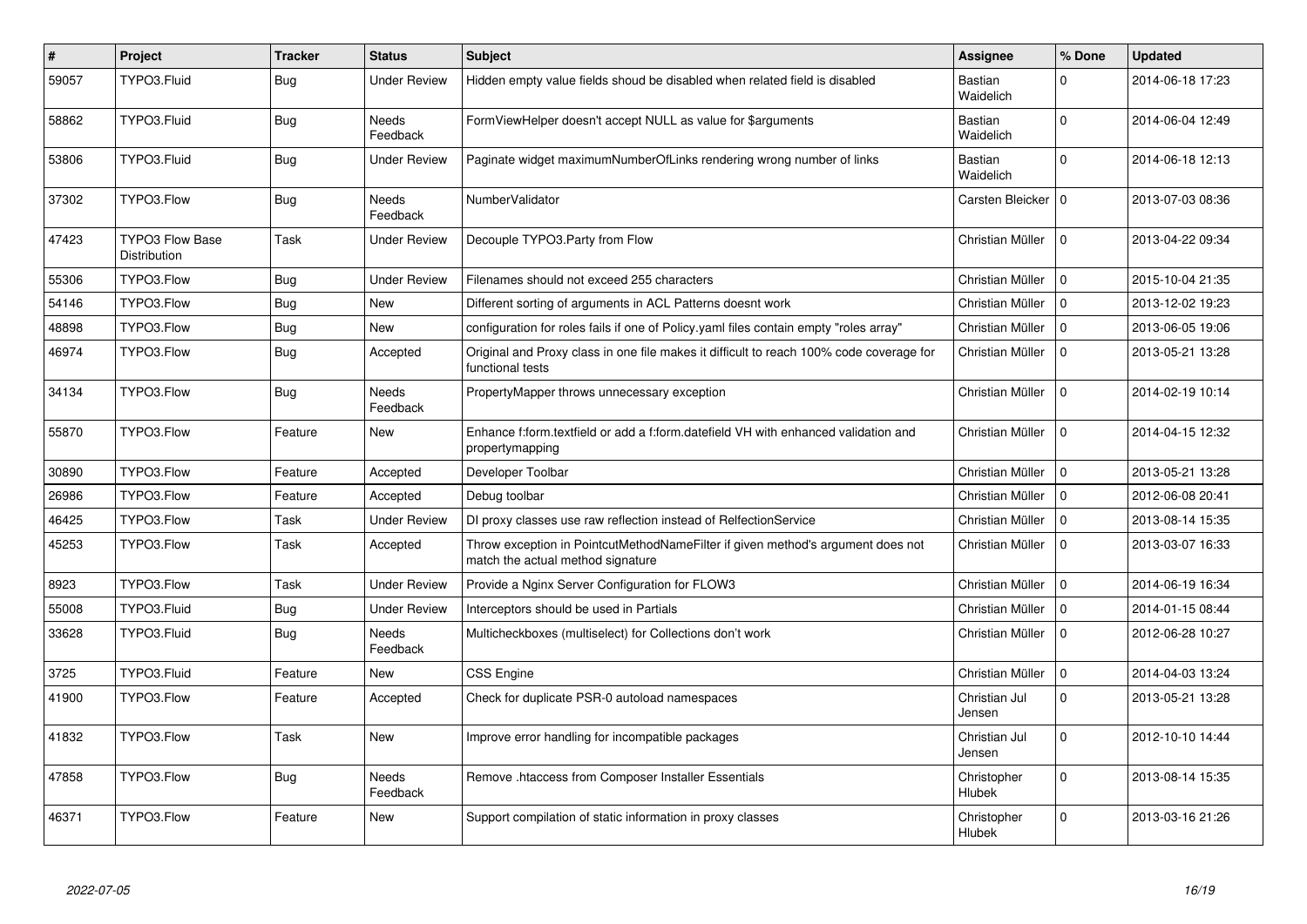| # | Project | Tracker | Status | Subject | Assignee | % Done | Updated |
|---|---|---|---|---|---|---|---|
| 59057 | TYPO3.Fluid | Bug | Under Review | Hidden empty value fields shoud be disabled when related field is disabled | Bastian Waidelich | 0 | 2014-06-18 17:23 |
| 58862 | TYPO3.Fluid | Bug | Needs Feedback | FormViewHelper doesn't accept NULL as value for $arguments | Bastian Waidelich | 0 | 2014-06-04 12:49 |
| 53806 | TYPO3.Fluid | Bug | Under Review | Paginate widget maximumNumberOfLinks rendering wrong number of links | Bastian Waidelich | 0 | 2014-06-18 12:13 |
| 37302 | TYPO3.Flow | Bug | Needs Feedback | NumberValidator | Carsten Bleicker | 0 | 2013-07-03 08:36 |
| 47423 | TYPO3 Flow Base Distribution | Task | Under Review | Decouple TYPO3.Party from Flow | Christian Müller | 0 | 2013-04-22 09:34 |
| 55306 | TYPO3.Flow | Bug | Under Review | Filenames should not exceed 255 characters | Christian Müller | 0 | 2015-10-04 21:35 |
| 54146 | TYPO3.Flow | Bug | New | Different sorting of arguments in ACL Patterns doesnt work | Christian Müller | 0 | 2013-12-02 19:23 |
| 48898 | TYPO3.Flow | Bug | New | configuration for roles fails if one of Policy.yaml files contain empty "roles array" | Christian Müller | 0 | 2013-06-05 19:06 |
| 46974 | TYPO3.Flow | Bug | Accepted | Original and Proxy class in one file makes it difficult to reach 100% code coverage for functional tests | Christian Müller | 0 | 2013-05-21 13:28 |
| 34134 | TYPO3.Flow | Bug | Needs Feedback | PropertyMapper throws unnecessary exception | Christian Müller | 0 | 2014-02-19 10:14 |
| 55870 | TYPO3.Flow | Feature | New | Enhance f:form.textfield or add a f:form.datefield VH with enhanced validation and propertymapping | Christian Müller | 0 | 2014-04-15 12:32 |
| 30890 | TYPO3.Flow | Feature | Accepted | Developer Toolbar | Christian Müller | 0 | 2013-05-21 13:28 |
| 26986 | TYPO3.Flow | Feature | Accepted | Debug toolbar | Christian Müller | 0 | 2012-06-08 20:41 |
| 46425 | TYPO3.Flow | Task | Under Review | DI proxy classes use raw reflection instead of RelfectionService | Christian Müller | 0 | 2013-08-14 15:35 |
| 45253 | TYPO3.Flow | Task | Accepted | Throw exception in PointcutMethodNameFilter if given method's argument does not match the actual method signature | Christian Müller | 0 | 2013-03-07 16:33 |
| 8923 | TYPO3.Flow | Task | Under Review | Provide a Nginx Server Configuration for FLOW3 | Christian Müller | 0 | 2014-06-19 16:34 |
| 55008 | TYPO3.Fluid | Bug | Under Review | Interceptors should be used in Partials | Christian Müller | 0 | 2014-01-15 08:44 |
| 33628 | TYPO3.Fluid | Bug | Needs Feedback | Multicheckboxes (multiselect) for Collections don't work | Christian Müller | 0 | 2012-06-28 10:27 |
| 3725 | TYPO3.Fluid | Feature | New | CSS Engine | Christian Müller | 0 | 2014-04-03 13:24 |
| 41900 | TYPO3.Flow | Feature | Accepted | Check for duplicate PSR-0 autoload namespaces | Christian Jul Jensen | 0 | 2013-05-21 13:28 |
| 41832 | TYPO3.Flow | Task | New | Improve error handling for incompatible packages | Christian Jul Jensen | 0 | 2012-10-10 14:44 |
| 47858 | TYPO3.Flow | Bug | Needs Feedback | Remove .htaccess from Composer Installer Essentials | Christopher Hlubek | 0 | 2013-08-14 15:35 |
| 46371 | TYPO3.Flow | Feature | New | Support compilation of static information in proxy classes | Christopher Hlubek | 0 | 2013-03-16 21:26 |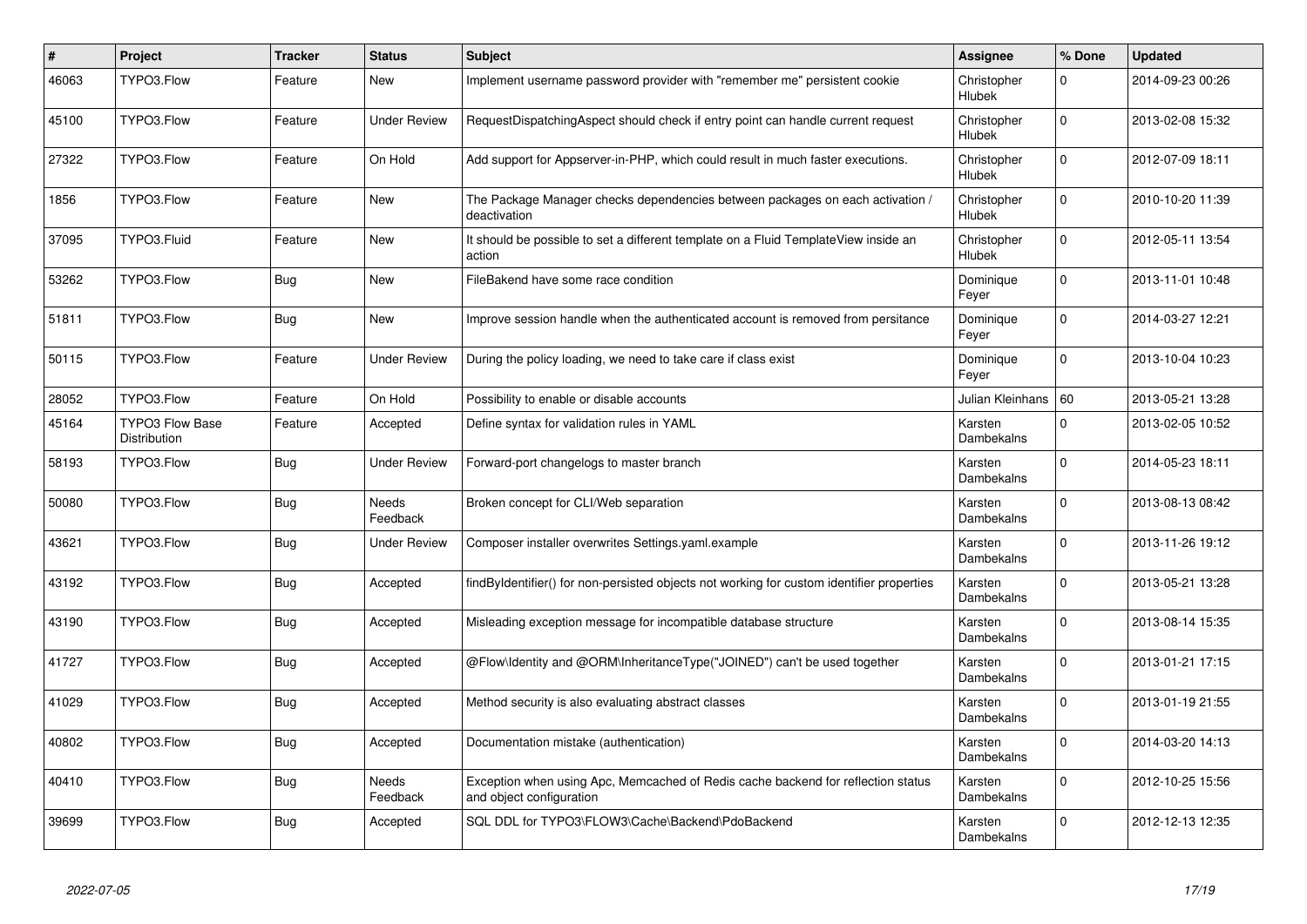| # | Project | Tracker | Status | Subject | Assignee | % Done | Updated |
|---|---|---|---|---|---|---|---|
| 46063 | TYPO3.Flow | Feature | New | Implement username password provider with "remember me" persistent cookie | Christopher Hlubek | 0 | 2014-09-23 00:26 |
| 45100 | TYPO3.Flow | Feature | Under Review | RequestDispatchingAspect should check if entry point can handle current request | Christopher Hlubek | 0 | 2013-02-08 15:32 |
| 27322 | TYPO3.Flow | Feature | On Hold | Add support for Appserver-in-PHP, which could result in much faster executions. | Christopher Hlubek | 0 | 2012-07-09 18:11 |
| 1856 | TYPO3.Flow | Feature | New | The Package Manager checks dependencies between packages on each activation / deactivation | Christopher Hlubek | 0 | 2010-10-20 11:39 |
| 37095 | TYPO3.Fluid | Feature | New | It should be possible to set a different template on a Fluid TemplateView inside an action | Christopher Hlubek | 0 | 2012-05-11 13:54 |
| 53262 | TYPO3.Flow | Bug | New | FileBakend have some race condition | Dominique Feyer | 0 | 2013-11-01 10:48 |
| 51811 | TYPO3.Flow | Bug | New | Improve session handle when the authenticated account is removed from persitance | Dominique Feyer | 0 | 2014-03-27 12:21 |
| 50115 | TYPO3.Flow | Feature | Under Review | During the policy loading, we need to take care if class exist | Dominique Feyer | 0 | 2013-10-04 10:23 |
| 28052 | TYPO3.Flow | Feature | On Hold | Possibility to enable or disable accounts | Julian Kleinhans | 60 | 2013-05-21 13:28 |
| 45164 | TYPO3 Flow Base Distribution | Feature | Accepted | Define syntax for validation rules in YAML | Karsten Dambekalns | 0 | 2013-02-05 10:52 |
| 58193 | TYPO3.Flow | Bug | Under Review | Forward-port changelogs to master branch | Karsten Dambekalns | 0 | 2014-05-23 18:11 |
| 50080 | TYPO3.Flow | Bug | Needs Feedback | Broken concept for CLI/Web separation | Karsten Dambekalns | 0 | 2013-08-13 08:42 |
| 43621 | TYPO3.Flow | Bug | Under Review | Composer installer overwrites Settings.yaml.example | Karsten Dambekalns | 0 | 2013-11-26 19:12 |
| 43192 | TYPO3.Flow | Bug | Accepted | findByIdentifier() for non-persisted objects not working for custom identifier properties | Karsten Dambekalns | 0 | 2013-05-21 13:28 |
| 43190 | TYPO3.Flow | Bug | Accepted | Misleading exception message for incompatible database structure | Karsten Dambekalns | 0 | 2013-08-14 15:35 |
| 41727 | TYPO3.Flow | Bug | Accepted | @Flow\Identity and @ORM\InheritanceType("JOINED") can't be used together | Karsten Dambekalns | 0 | 2013-01-21 17:15 |
| 41029 | TYPO3.Flow | Bug | Accepted | Method security is also evaluating abstract classes | Karsten Dambekalns | 0 | 2013-01-19 21:55 |
| 40802 | TYPO3.Flow | Bug | Accepted | Documentation mistake (authentication) | Karsten Dambekalns | 0 | 2014-03-20 14:13 |
| 40410 | TYPO3.Flow | Bug | Needs Feedback | Exception when using Apc, Memcached of Redis cache backend for reflection status and object configuration | Karsten Dambekalns | 0 | 2012-10-25 15:56 |
| 39699 | TYPO3.Flow | Bug | Accepted | SQL DDL for TYPO3\FLOW3\Cache\Backend\PdoBackend | Karsten Dambekalns | 0 | 2012-12-13 12:35 |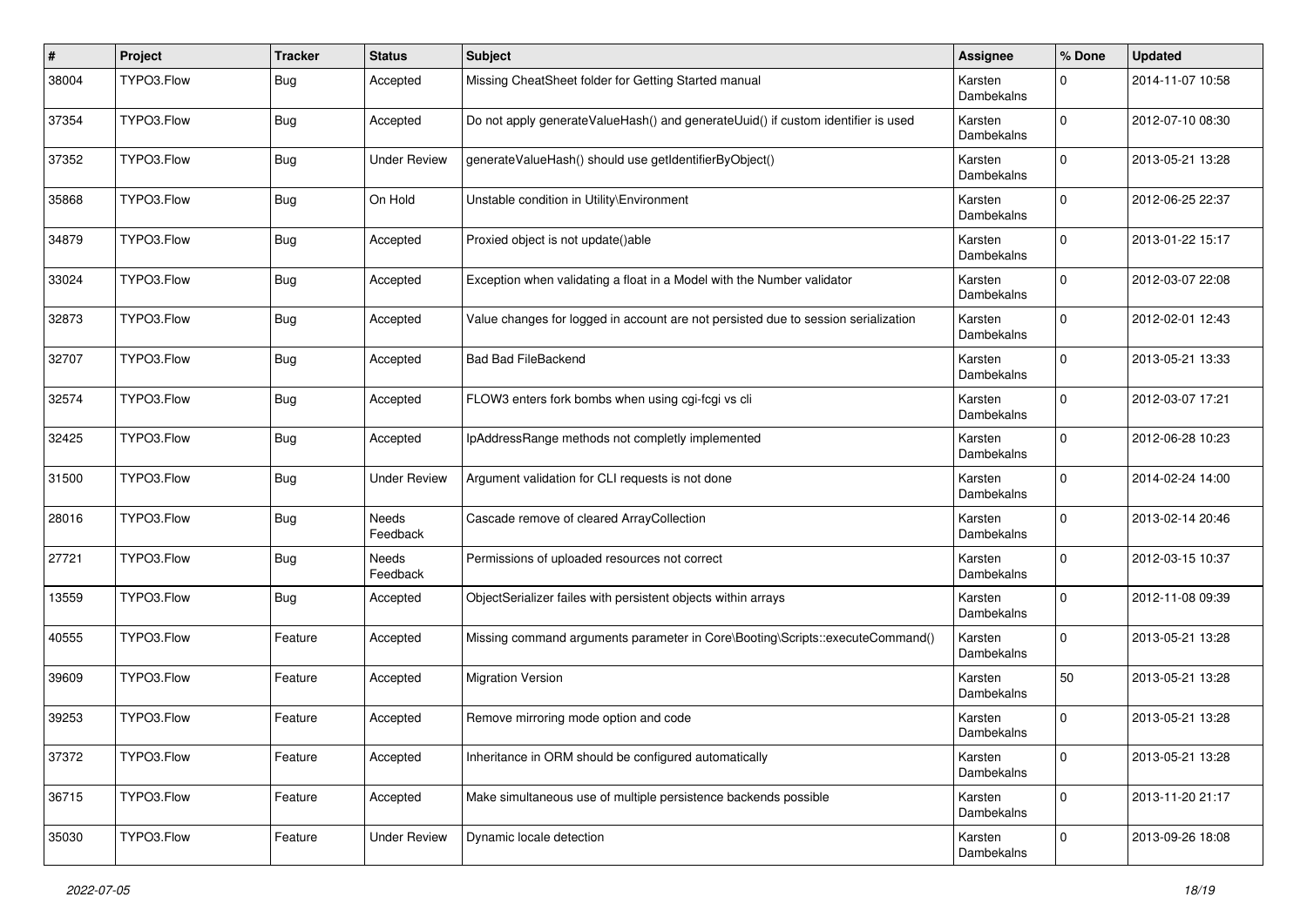| # | Project | Tracker | Status | Subject | Assignee | % Done | Updated |
|---|---|---|---|---|---|---|---|
| 38004 | TYPO3.Flow | Bug | Accepted | Missing CheatSheet folder for Getting Started manual | Karsten Dambekalns | 0 | 2014-11-07 10:58 |
| 37354 | TYPO3.Flow | Bug | Accepted | Do not apply generateValueHash() and generateUuid() if custom identifier is used | Karsten Dambekalns | 0 | 2012-07-10 08:30 |
| 37352 | TYPO3.Flow | Bug | Under Review | generateValueHash() should use getIdentifierByObject() | Karsten Dambekalns | 0 | 2013-05-21 13:28 |
| 35868 | TYPO3.Flow | Bug | On Hold | Unstable condition in Utility\Environment | Karsten Dambekalns | 0 | 2012-06-25 22:37 |
| 34879 | TYPO3.Flow | Bug | Accepted | Proxied object is not update()able | Karsten Dambekalns | 0 | 2013-01-22 15:17 |
| 33024 | TYPO3.Flow | Bug | Accepted | Exception when validating a float in a Model with the Number validator | Karsten Dambekalns | 0 | 2012-03-07 22:08 |
| 32873 | TYPO3.Flow | Bug | Accepted | Value changes for logged in account are not persisted due to session serialization | Karsten Dambekalns | 0 | 2012-02-01 12:43 |
| 32707 | TYPO3.Flow | Bug | Accepted | Bad Bad FileBackend | Karsten Dambekalns | 0 | 2013-05-21 13:33 |
| 32574 | TYPO3.Flow | Bug | Accepted | FLOW3 enters fork bombs when using cgi-fcgi vs cli | Karsten Dambekalns | 0 | 2012-03-07 17:21 |
| 32425 | TYPO3.Flow | Bug | Accepted | IpAddressRange methods not completly implemented | Karsten Dambekalns | 0 | 2012-06-28 10:23 |
| 31500 | TYPO3.Flow | Bug | Under Review | Argument validation for CLI requests is not done | Karsten Dambekalns | 0 | 2014-02-24 14:00 |
| 28016 | TYPO3.Flow | Bug | Needs Feedback | Cascade remove of cleared ArrayCollection | Karsten Dambekalns | 0 | 2013-02-14 20:46 |
| 27721 | TYPO3.Flow | Bug | Needs Feedback | Permissions of uploaded resources not correct | Karsten Dambekalns | 0 | 2012-03-15 10:37 |
| 13559 | TYPO3.Flow | Bug | Accepted | ObjectSerializer failes with persistent objects within arrays | Karsten Dambekalns | 0 | 2012-11-08 09:39 |
| 40555 | TYPO3.Flow | Feature | Accepted | Missing command arguments parameter in Core\Booting\Scripts::executeCommand() | Karsten Dambekalns | 0 | 2013-05-21 13:28 |
| 39609 | TYPO3.Flow | Feature | Accepted | Migration Version | Karsten Dambekalns | 50 | 2013-05-21 13:28 |
| 39253 | TYPO3.Flow | Feature | Accepted | Remove mirroring mode option and code | Karsten Dambekalns | 0 | 2013-05-21 13:28 |
| 37372 | TYPO3.Flow | Feature | Accepted | Inheritance in ORM should be configured automatically | Karsten Dambekalns | 0 | 2013-05-21 13:28 |
| 36715 | TYPO3.Flow | Feature | Accepted | Make simultaneous use of multiple persistence backends possible | Karsten Dambekalns | 0 | 2013-11-20 21:17 |
| 35030 | TYPO3.Flow | Feature | Under Review | Dynamic locale detection | Karsten Dambekalns | 0 | 2013-09-26 18:08 |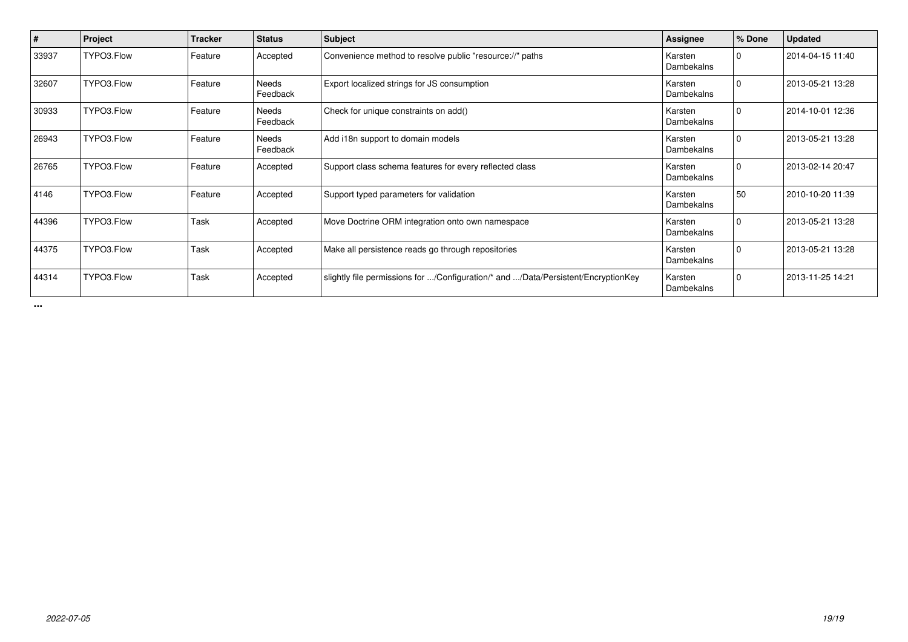| # | Project | Tracker | Status | Subject | Assignee | % Done | Updated |
|---|---|---|---|---|---|---|---|
| 33937 | TYPO3.Flow | Feature | Accepted | Convenience method to resolve public "resource://" paths | Karsten Dambekalns | 0 | 2014-04-15 11:40 |
| 32607 | TYPO3.Flow | Feature | Needs Feedback | Export localized strings for JS consumption | Karsten Dambekalns | 0 | 2013-05-21 13:28 |
| 30933 | TYPO3.Flow | Feature | Needs Feedback | Check for unique constraints on add() | Karsten Dambekalns | 0 | 2014-10-01 12:36 |
| 26943 | TYPO3.Flow | Feature | Needs Feedback | Add i18n support to domain models | Karsten Dambekalns | 0 | 2013-05-21 13:28 |
| 26765 | TYPO3.Flow | Feature | Accepted | Support class schema features for every reflected class | Karsten Dambekalns | 0 | 2013-02-14 20:47 |
| 4146 | TYPO3.Flow | Feature | Accepted | Support typed parameters for validation | Karsten Dambekalns | 50 | 2010-10-20 11:39 |
| 44396 | TYPO3.Flow | Task | Accepted | Move Doctrine ORM integration onto own namespace | Karsten Dambekalns | 0 | 2013-05-21 13:28 |
| 44375 | TYPO3.Flow | Task | Accepted | Make all persistence reads go through repositories | Karsten Dambekalns | 0 | 2013-05-21 13:28 |
| 44314 | TYPO3.Flow | Task | Accepted | slightly file permissions for .../Configuration/* and .../Data/Persistent/EncryptionKey | Karsten Dambekalns | 0 | 2013-11-25 14:21 |

...